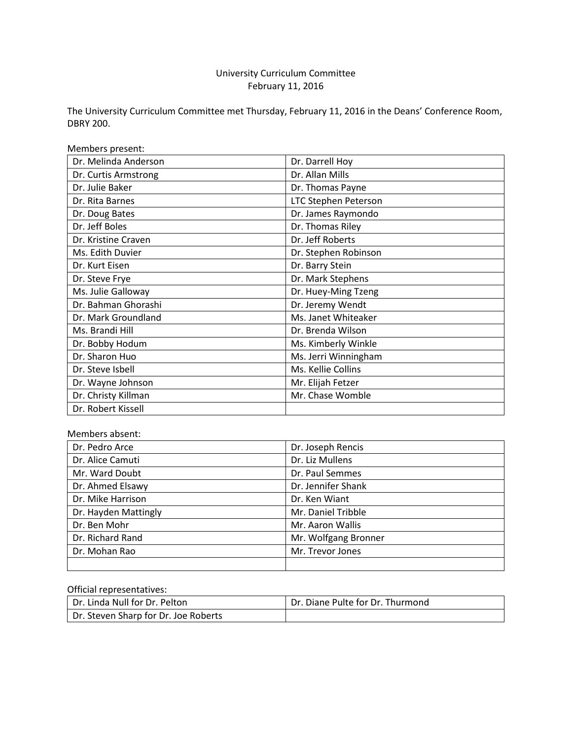# University Curriculum Committee

February 11, 2016

The University Curriculum Committee met Thursday, February 11, 2016 in the Deans' Conference Room, DBRY 200.

Members present:

| | |
|---|---|
| Dr. Melinda Anderson | Dr. Darrell Hoy |
| Dr. Curtis Armstrong | Dr. Allan Mills |
| Dr. Julie Baker | Dr. Thomas Payne |
| Dr. Rita Barnes | LTC Stephen Peterson |
| Dr. Doug Bates | Dr. James Raymondo |
| Dr. Jeff Boles | Dr. Thomas Riley |
| Dr. Kristine Craven | Dr. Jeff Roberts |
| Ms. Edith Duvier | Dr. Stephen Robinson |
| Dr. Kurt Eisen | Dr. Barry Stein |
| Dr. Steve Frye | Dr. Mark Stephens |
| Ms. Julie Galloway | Dr. Huey-Ming Tzeng |
| Dr. Bahman Ghorashi | Dr. Jeremy Wendt |
| Dr. Mark Groundland | Ms. Janet Whiteaker |
| Ms. Brandi Hill | Dr. Brenda Wilson |
| Dr. Bobby Hodum | Ms. Kimberly Winkle |
| Dr. Sharon Huo | Ms. Jerri Winningham |
| Dr. Steve Isbell | Ms. Kellie Collins |
| Dr. Wayne Johnson | Mr. Elijah Fetzer |
| Dr. Christy Killman | Mr. Chase Womble |
| Dr. Robert Kissell | |

Members absent:

| | |
|---|---|
| Dr. Pedro Arce | Dr. Joseph Rencis |
| Dr. Alice Camuti | Dr. Liz Mullens |
| Mr. Ward Doubt | Dr. Paul Semmes |
| Dr. Ahmed Elsawy | Dr. Jennifer Shank |
| Dr. Mike Harrison | Dr. Ken Wiant |
| Dr. Hayden Mattingly | Mr. Daniel Tribble |
| Dr. Ben Mohr | Mr. Aaron Wallis |
| Dr. Richard Rand | Mr. Wolfgang Bronner |
| Dr. Mohan Rao | Mr. Trevor Jones |
| | |

Official representatives:

| | |
|---|---|
| Dr. Linda Null for Dr. Pelton | Dr. Diane Pulte for Dr. Thurmond |
| Dr. Steven Sharp for Dr. Joe Roberts | |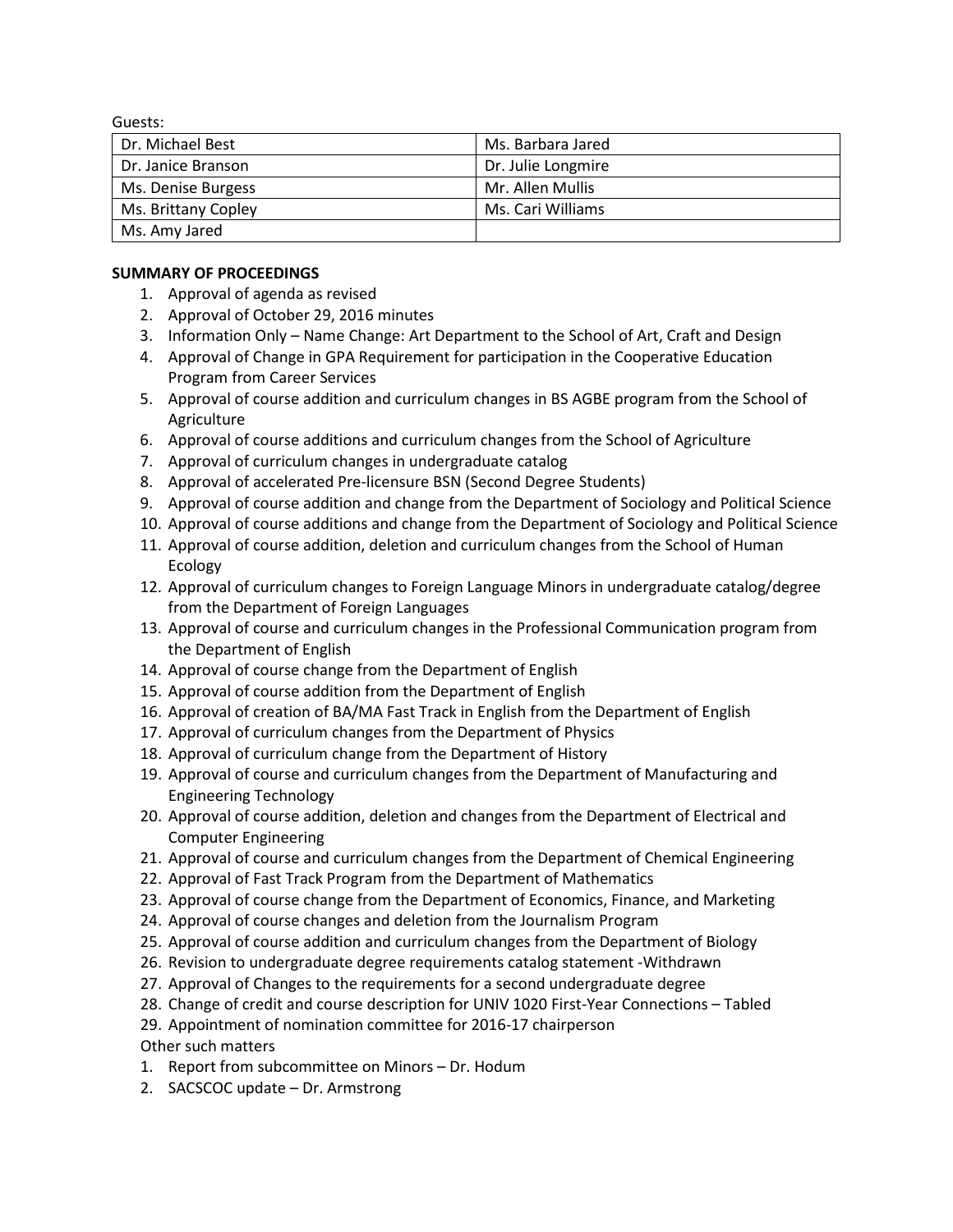Guests:

| Dr. Michael Best | Ms. Barbara Jared |
|---|---|
| Dr. Janice Branson | Dr. Julie Longmire |
| Ms. Denise Burgess | Mr. Allen Mullis |
| Ms. Brittany Copley | Ms. Cari Williams |
| Ms. Amy Jared | |

**SUMMARY OF PROCEEDINGS**

1. Approval of agenda as revised
2. Approval of October 29, 2016 minutes
3. Information Only – Name Change: Art Department to the School of Art, Craft and Design
4. Approval of Change in GPA Requirement for participation in the Cooperative Education Program from Career Services
5. Approval of course addition and curriculum changes in BS AGBE program from the School of Agriculture
6. Approval of course additions and curriculum changes from the School of Agriculture
7. Approval of curriculum changes in undergraduate catalog
8. Approval of accelerated Pre-licensure BSN (Second Degree Students)
9. Approval of course addition and change from the Department of Sociology and Political Science
10. Approval of course additions and change from the Department of Sociology and Political Science
11. Approval of course addition, deletion and curriculum changes from the School of Human Ecology
12. Approval of curriculum changes to Foreign Language Minors in undergraduate catalog/degree from the Department of Foreign Languages
13. Approval of course and curriculum changes in the Professional Communication program from the Department of English
14. Approval of course change from the Department of English
15. Approval of course addition from the Department of English
16. Approval of creation of BA/MA Fast Track in English from the Department of English
17. Approval of curriculum changes from the Department of Physics
18. Approval of curriculum change from the Department of History
19. Approval of course and curriculum changes from the Department of Manufacturing and Engineering Technology
20. Approval of course addition, deletion and changes from the Department of Electrical and Computer Engineering
21. Approval of course and curriculum changes from the Department of Chemical Engineering
22. Approval of Fast Track Program from the Department of Mathematics
23. Approval of course change from the Department of Economics, Finance, and Marketing
24. Approval of course changes and deletion from the Journalism Program
25. Approval of course addition and curriculum changes from the Department of Biology
26. Revision to undergraduate degree requirements catalog statement -Withdrawn
27. Approval of Changes to the requirements for a second undergraduate degree
28. Change of credit and course description for UNIV 1020 First-Year Connections – Tabled
29. Appointment of nomination committee for 2016-17 chairperson

Other such matters

1. Report from subcommittee on Minors – Dr. Hodum
2. SACSCOC update – Dr. Armstrong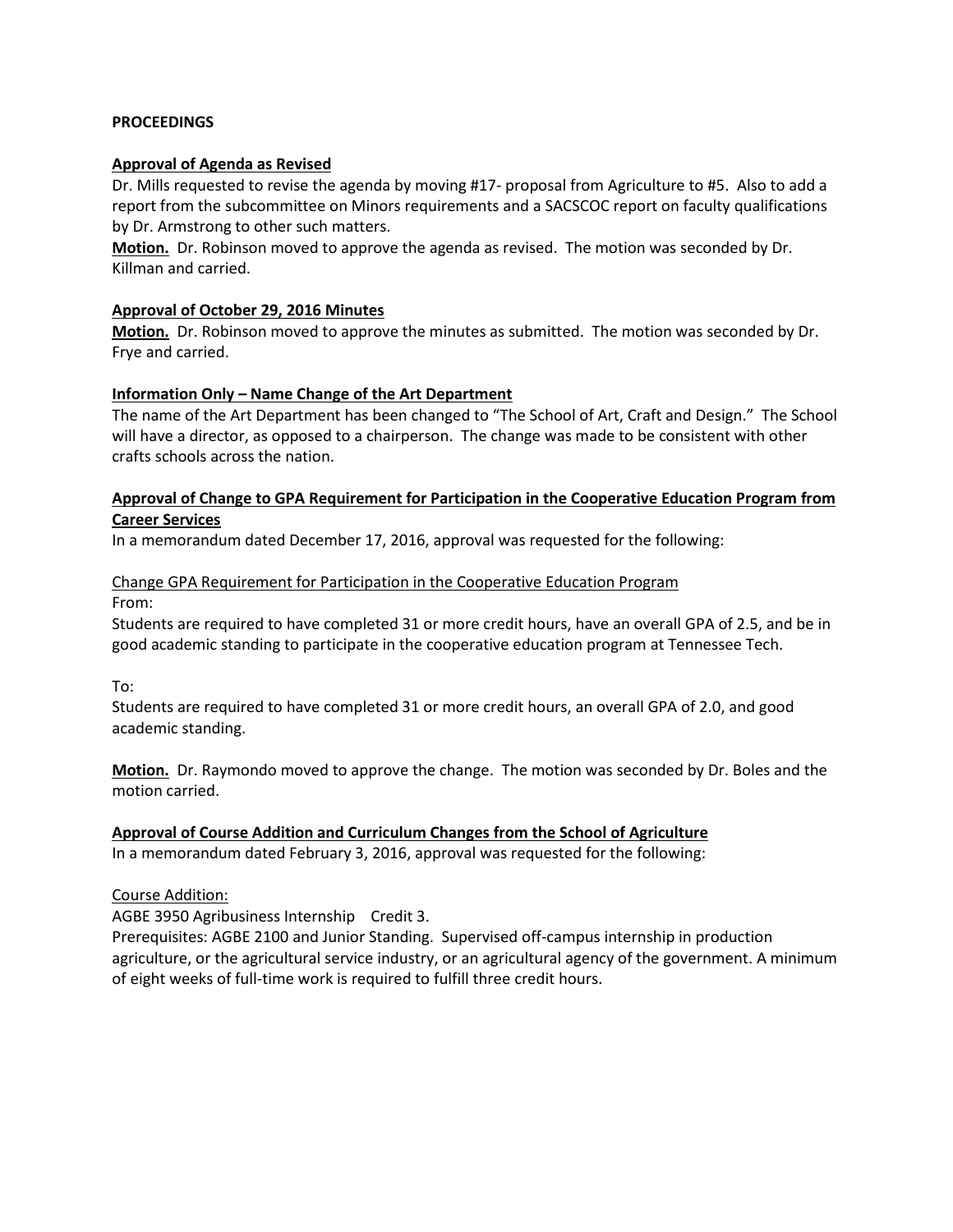**PROCEEDINGS**

**Approval of Agenda as Revised**

Dr. Mills requested to revise the agenda by moving #17- proposal from Agriculture to #5. Also to add a report from the subcommittee on Minors requirements and a SACSCOC report on faculty qualifications by Dr. Armstrong to other such matters.

**Motion.** Dr. Robinson moved to approve the agenda as revised. The motion was seconded by Dr. Killman and carried.

**Approval of October 29, 2016 Minutes**

**Motion.** Dr. Robinson moved to approve the minutes as submitted. The motion was seconded by Dr. Frye and carried.

**Information Only – Name Change of the Art Department**

The name of the Art Department has been changed to "The School of Art, Craft and Design." The School will have a director, as opposed to a chairperson. The change was made to be consistent with other crafts schools across the nation.

**Approval of Change to GPA Requirement for Participation in the Cooperative Education Program from Career Services**

In a memorandum dated December 17, 2016, approval was requested for the following:

Change GPA Requirement for Participation in the Cooperative Education Program

From:

Students are required to have completed 31 or more credit hours, have an overall GPA of 2.5, and be in good academic standing to participate in the cooperative education program at Tennessee Tech.

To:

Students are required to have completed 31 or more credit hours, an overall GPA of 2.0, and good academic standing.

**Motion.** Dr. Raymondo moved to approve the change. The motion was seconded by Dr. Boles and the motion carried.

**Approval of Course Addition and Curriculum Changes from the School of Agriculture**

In a memorandum dated February 3, 2016, approval was requested for the following:

Course Addition:

AGBE 3950 Agribusiness Internship Credit 3.

Prerequisites: AGBE 2100 and Junior Standing. Supervised off-campus internship in production agriculture, or the agricultural service industry, or an agricultural agency of the government. A minimum of eight weeks of full-time work is required to fulfill three credit hours.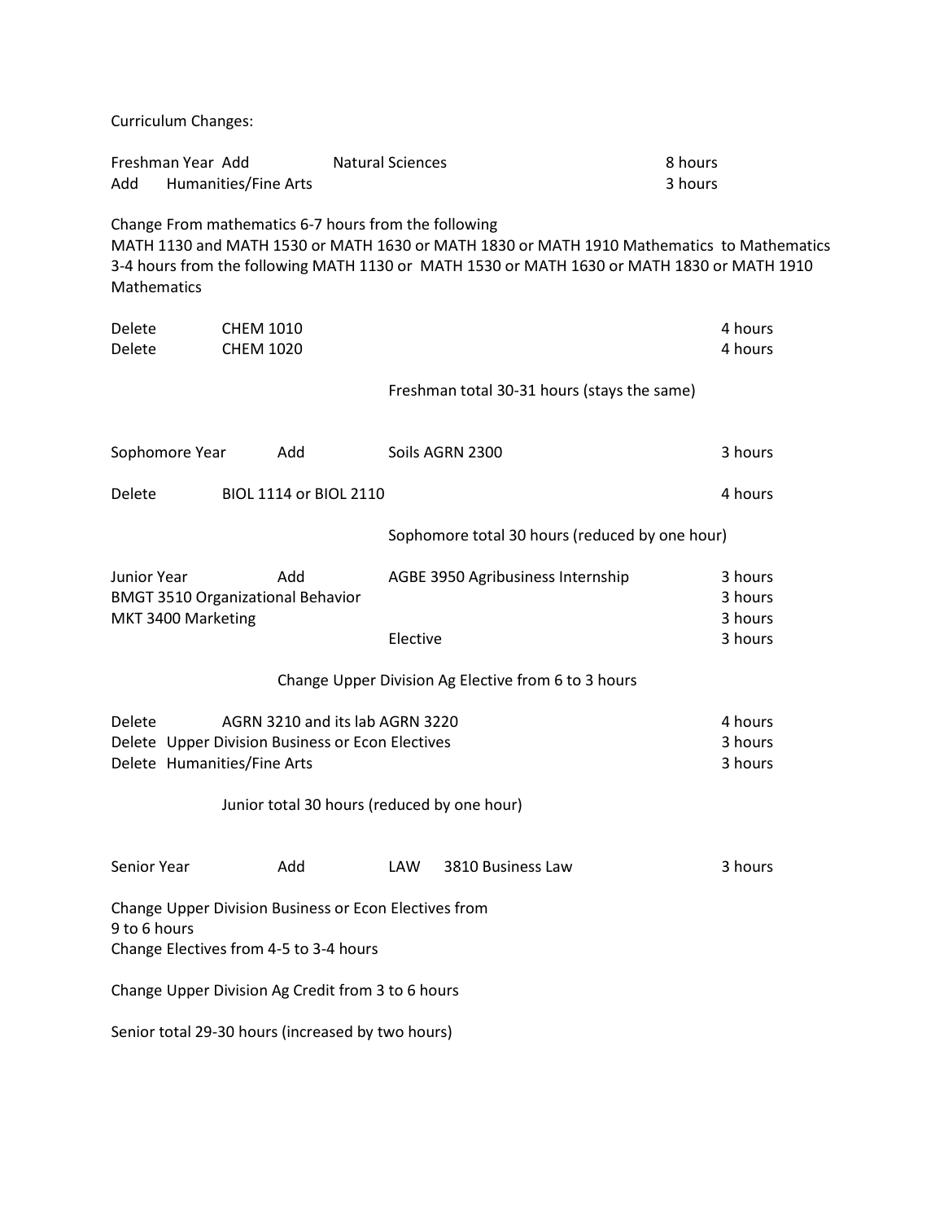Curriculum Changes:

Freshman Year Add Natural Sciences 8 hours
Add Humanities/Fine Arts 3 hours

Change From mathematics 6-7 hours from the following
MATH 1130 and MATH 1530 or MATH 1630 or MATH 1830 or MATH 1910 Mathematics to Mathematics 3-4 hours from the following MATH 1130 or MATH 1530 or MATH 1630 or MATH 1830 or MATH 1910 Mathematics

| | | |
|---|---|---|
| Delete | CHEM 1010 | 4 hours |
| Delete | CHEM 1020 | 4 hours |

Freshman total 30-31 hours (stays the same)

| | | | |
|---|---|---|---|
| Sophomore Year | Add | Soils AGRN 2300 | 3 hours |
| Delete | BIOL 1114 or BIOL 2110 | | 4 hours |

Sophomore total 30 hours (reduced by one hour)

| | | | |
|---|---|---|---|
| Junior Year | Add | AGBE 3950 Agribusiness Internship | 3 hours |
| BMGT 3510 Organizational Behavior | | | 3 hours |
| MKT 3400 Marketing | | | 3 hours |
| | | Elective | 3 hours |

Change Upper Division Ag Elective from 6 to 3 hours

| | | |
|---|---|---|
| Delete | AGRN 3210 and its lab AGRN 3220 | 4 hours |
| Delete | Upper Division Business or Econ Electives | 3 hours |
| Delete | Humanities/Fine Arts | 3 hours |

Junior total 30 hours (reduced by one hour)

| | | | |
|---|---|---|---|
| Senior Year | Add | LAW 3810 Business Law | 3 hours |

Change Upper Division Business or Econ Electives from 9 to 6 hours
Change Electives from 4-5 to 3-4 hours

Change Upper Division Ag Credit from 3 to 6 hours

Senior total 29-30 hours (increased by two hours)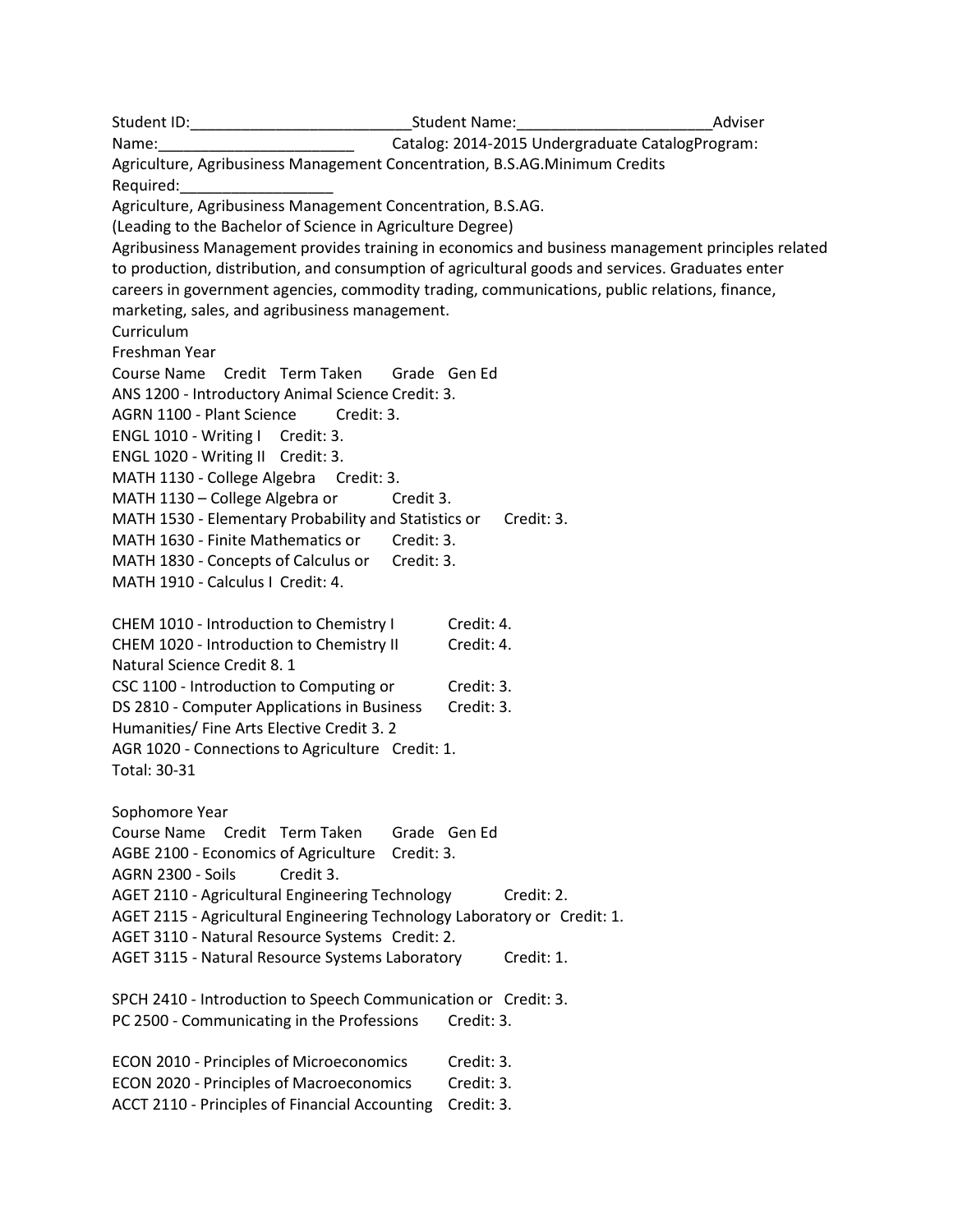Student ID:___________________________Student Name:________________________Adviser Name:________________________ Catalog: 2014-2015 Undergraduate CatalogProgram: Agriculture, Agribusiness Management Concentration, B.S.AG.Minimum Credits Required:__________________

Agriculture, Agribusiness Management Concentration, B.S.AG.

(Leading to the Bachelor of Science in Agriculture Degree)

Agribusiness Management provides training in economics and business management principles related to production, distribution, and consumption of agricultural goods and services. Graduates enter careers in government agencies, commodity trading, communications, public relations, finance, marketing, sales, and agribusiness management.

Curriculum

Freshman Year

Course Name Credit Term Taken Grade Gen Ed

ANS 1200 - Introductory Animal Science Credit: 3.
AGRN 1100 - Plant Science Credit: 3.
ENGL 1010 - Writing I Credit: 3.
ENGL 1020 - Writing II Credit: 3.
MATH 1130 - College Algebra Credit: 3.
MATH 1130 – College Algebra or Credit 3.
MATH 1530 - Elementary Probability and Statistics or Credit: 3.
MATH 1630 - Finite Mathematics or Credit: 3.
MATH 1830 - Concepts of Calculus or Credit: 3.
MATH 1910 - Calculus I Credit: 4.

CHEM 1010 - Introduction to Chemistry I Credit: 4.
CHEM 1020 - Introduction to Chemistry II Credit: 4.
Natural Science Credit 8. 1
CSC 1100 - Introduction to Computing or Credit: 3.
DS 2810 - Computer Applications in Business Credit: 3.
Humanities/ Fine Arts Elective Credit 3. 2
AGR 1020 - Connections to Agriculture Credit: 1.
Total: 30-31

Sophomore Year

Course Name Credit Term Taken Grade Gen Ed

AGBE 2100 - Economics of Agriculture Credit: 3.
AGRN 2300 - Soils Credit 3.
AGET 2110 - Agricultural Engineering Technology Credit: 2.
AGET 2115 - Agricultural Engineering Technology Laboratory or Credit: 1.
AGET 3110 - Natural Resource Systems Credit: 2.
AGET 3115 - Natural Resource Systems Laboratory Credit: 1.

SPCH 2410 - Introduction to Speech Communication or Credit: 3.
PC 2500 - Communicating in the Professions Credit: 3.

ECON 2010 - Principles of Microeconomics Credit: 3.
ECON 2020 - Principles of Macroeconomics Credit: 3.
ACCT 2110 - Principles of Financial Accounting Credit: 3.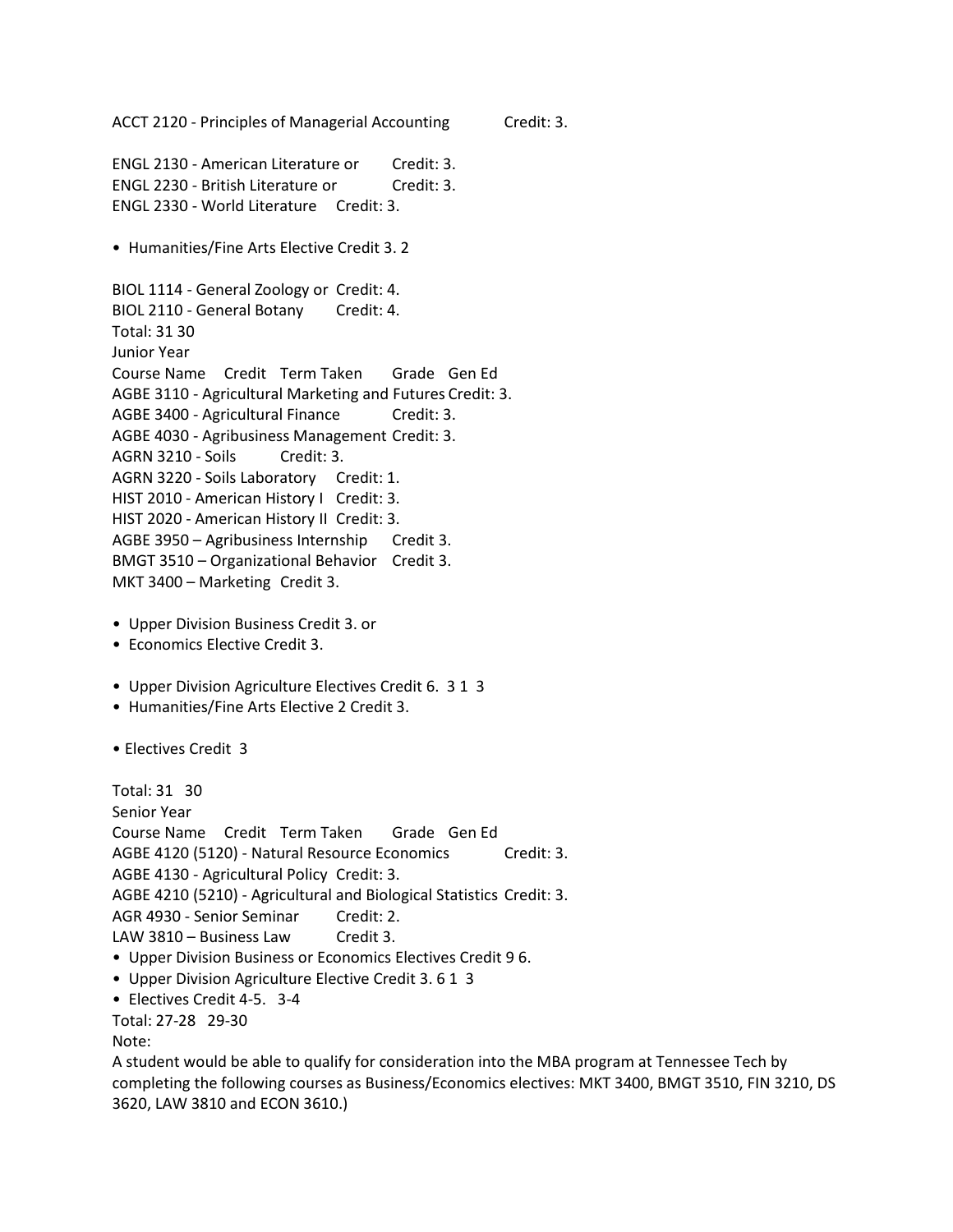ACCT 2120 - Principles of Managerial Accounting Credit: 3.

ENGL 2130 - American Literature or Credit: 3.
ENGL 2230 - British Literature or Credit: 3.
ENGL 2330 - World Literature Credit: 3.

- Humanities/Fine Arts Elective Credit 3. 2

BIOL 1114 - General Zoology or Credit: 4.
BIOL 2110 - General Botany Credit: 4.
Total: 31 30
Junior Year
Course Name Credit Term Taken Grade Gen Ed
AGBE 3110 - Agricultural Marketing and Futures Credit: 3.
AGBE 3400 - Agricultural Finance Credit: 3.
AGBE 4030 - Agribusiness Management Credit: 3.
AGRN 3210 - Soils Credit: 3.
AGRN 3220 - Soils Laboratory Credit: 1.
HIST 2010 - American History I Credit: 3.
HIST 2020 - American History II Credit: 3.
AGBE 3950 – Agribusiness Internship Credit 3.
BMGT 3510 – Organizational Behavior Credit 3.
MKT 3400 – Marketing Credit 3.

- Upper Division Business Credit 3. or
- Economics Elective Credit 3.

- Upper Division Agriculture Electives Credit 6. 3 1 3
- Humanities/Fine Arts Elective 2 Credit 3.

- Electives Credit 3

Total: 31 30
Senior Year
Course Name Credit Term Taken Grade Gen Ed
AGBE 4120 (5120) - Natural Resource Economics Credit: 3.
AGBE 4130 - Agricultural Policy Credit: 3.
AGBE 4210 (5210) - Agricultural and Biological Statistics Credit: 3.
AGR 4930 - Senior Seminar Credit: 2.
LAW 3810 – Business Law Credit 3.

- Upper Division Business or Economics Electives Credit 9 6.
- Upper Division Agriculture Elective Credit 3. 6 1 3
- Electives Credit 4-5. 3-4

Total: 27-28 29-30
Note:
A student would be able to qualify for consideration into the MBA program at Tennessee Tech by completing the following courses as Business/Economics electives: MKT 3400, BMGT 3510, FIN 3210, DS 3620, LAW 3810 and ECON 3610.)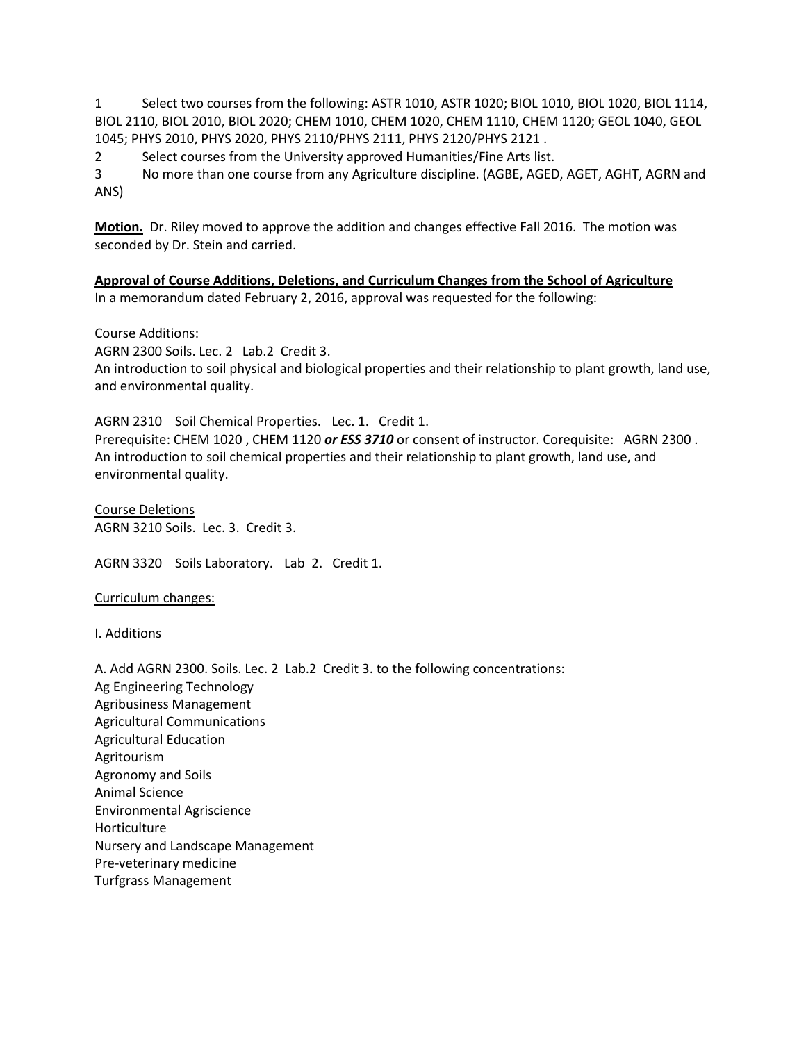1 Select two courses from the following: ASTR 1010, ASTR 1020; BIOL 1010, BIOL 1020, BIOL 1114, BIOL 2110, BIOL 2010, BIOL 2020; CHEM 1010, CHEM 1020, CHEM 1110, CHEM 1120; GEOL 1040, GEOL 1045; PHYS 2010, PHYS 2020, PHYS 2110/PHYS 2111, PHYS 2120/PHYS 2121 .

2 Select courses from the University approved Humanities/Fine Arts list.

3 No more than one course from any Agriculture discipline. (AGBE, AGED, AGET, AGHT, AGRN and ANS)

**Motion.** Dr. Riley moved to approve the addition and changes effective Fall 2016. The motion was seconded by Dr. Stein and carried.

**Approval of Course Additions, Deletions, and Curriculum Changes from the School of Agriculture**

In a memorandum dated February 2, 2016, approval was requested for the following:

Course Additions:

AGRN 2300 Soils. Lec. 2 Lab.2 Credit 3.
An introduction to soil physical and biological properties and their relationship to plant growth, land use, and environmental quality.

AGRN 2310 Soil Chemical Properties. Lec. 1. Credit 1.
Prerequisite: CHEM 1020 , CHEM 1120 ***or ESS 3710*** or consent of instructor. Corequisite: AGRN 2300 . An introduction to soil chemical properties and their relationship to plant growth, land use, and environmental quality.

Course Deletions

AGRN 3210 Soils. Lec. 3. Credit 3.

AGRN 3320 Soils Laboratory. Lab 2. Credit 1.

Curriculum changes:

I. Additions

A. Add AGRN 2300. Soils. Lec. 2 Lab.2 Credit 3. to the following concentrations:

Ag Engineering Technology
Agribusiness Management
Agricultural Communications
Agricultural Education
Agritourism
Agronomy and Soils
Animal Science
Environmental Agriscience
Horticulture
Nursery and Landscape Management
Pre-veterinary medicine
Turfgrass Management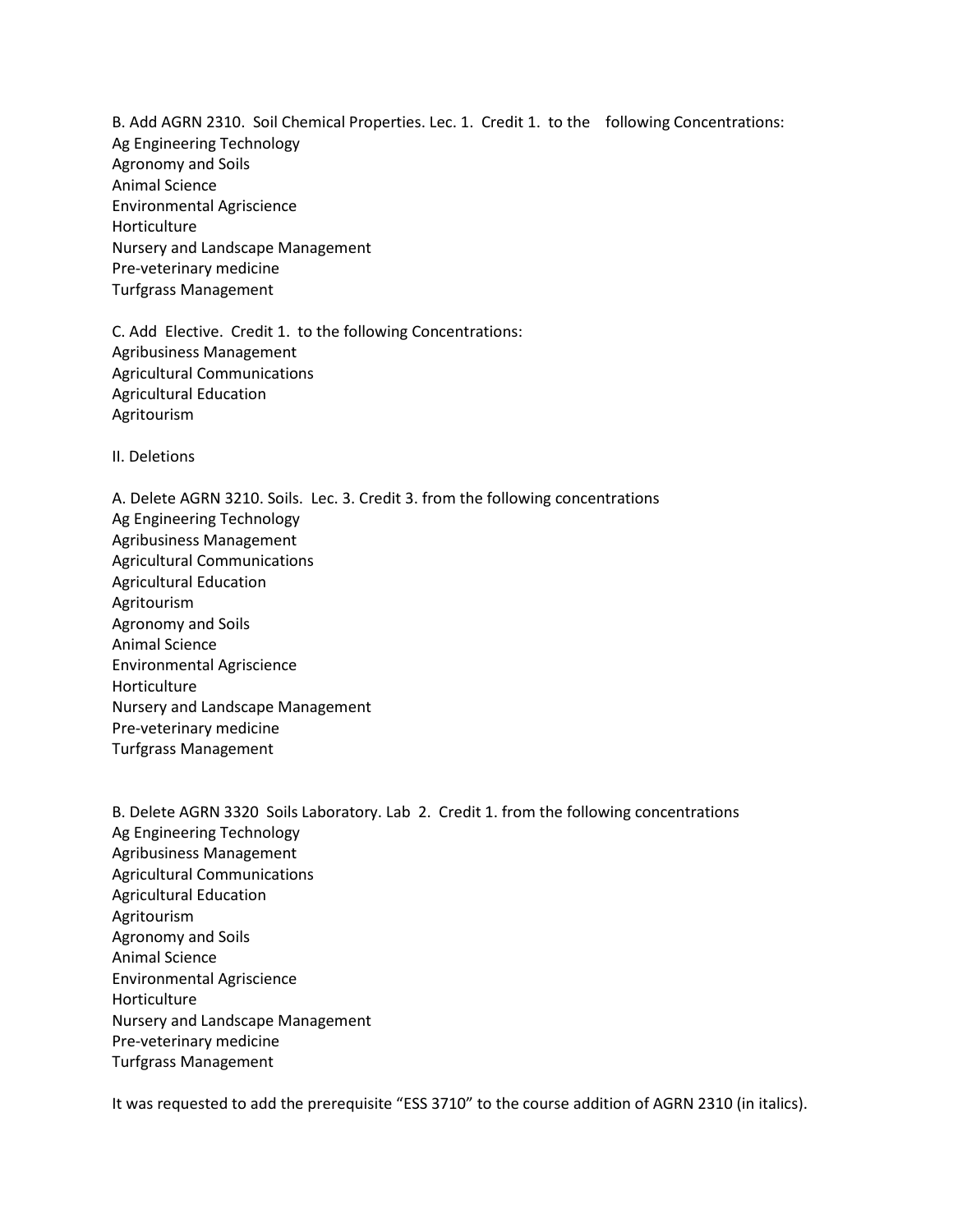B. Add AGRN 2310. Soil Chemical Properties. Lec. 1. Credit 1. to the following Concentrations:
Ag Engineering Technology
Agronomy and Soils
Animal Science
Environmental Agriscience
Horticulture
Nursery and Landscape Management
Pre-veterinary medicine
Turfgrass Management

C. Add Elective. Credit 1. to the following Concentrations:
Agribusiness Management
Agricultural Communications
Agricultural Education
Agritourism

II. Deletions

A. Delete AGRN 3210. Soils. Lec. 3. Credit 3. from the following concentrations
Ag Engineering Technology
Agribusiness Management
Agricultural Communications
Agricultural Education
Agritourism
Agronomy and Soils
Animal Science
Environmental Agriscience
Horticulture
Nursery and Landscape Management
Pre-veterinary medicine
Turfgrass Management

B. Delete AGRN 3320 Soils Laboratory. Lab 2. Credit 1. from the following concentrations
Ag Engineering Technology
Agribusiness Management
Agricultural Communications
Agricultural Education
Agritourism
Agronomy and Soils
Animal Science
Environmental Agriscience
Horticulture
Nursery and Landscape Management
Pre-veterinary medicine
Turfgrass Management

It was requested to add the prerequisite "ESS 3710" to the course addition of AGRN 2310 (in italics).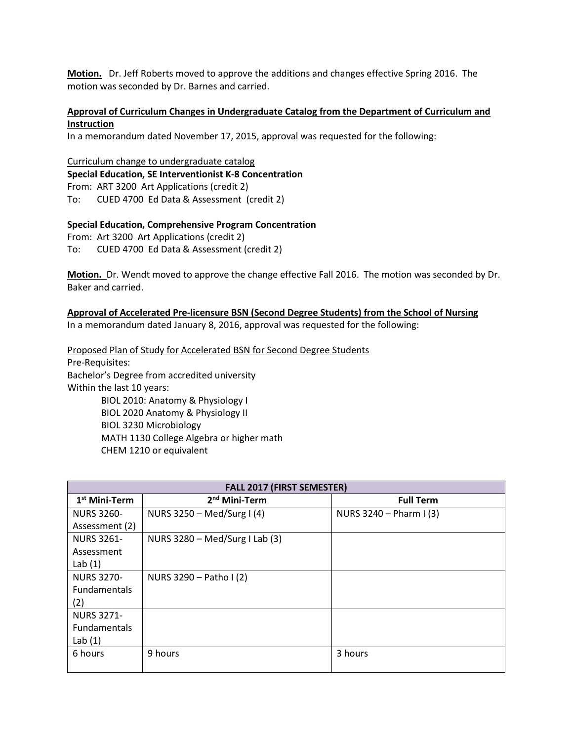**Motion.** Dr. Jeff Roberts moved to approve the additions and changes effective Spring 2016. The motion was seconded by Dr. Barnes and carried.

**Approval of Curriculum Changes in Undergraduate Catalog from the Department of Curriculum and Instruction**

In a memorandum dated November 17, 2015, approval was requested for the following:

Curriculum change to undergraduate catalog

**Special Education, SE Interventionist K-8 Concentration**

From: ART 3200 Art Applications (credit 2)

To: CUED 4700 Ed Data & Assessment (credit 2)

**Special Education, Comprehensive Program Concentration**

From: Art 3200 Art Applications (credit 2)

To: CUED 4700 Ed Data & Assessment (credit 2)

**Motion.** Dr. Wendt moved to approve the change effective Fall 2016. The motion was seconded by Dr. Baker and carried.

**Approval of Accelerated Pre-licensure BSN (Second Degree Students) from the School of Nursing**

In a memorandum dated January 8, 2016, approval was requested for the following:

Proposed Plan of Study for Accelerated BSN for Second Degree Students

Pre-Requisites:

Bachelor's Degree from accredited university

Within the last 10 years:

- BIOL 2010: Anatomy & Physiology I
- BIOL 2020 Anatomy & Physiology II
- BIOL 3230 Microbiology
- MATH 1130 College Algebra or higher math
- CHEM 1210 or equivalent

| FALL 2017 (FIRST SEMESTER) | | |
|---|---|---|
| 1st Mini-Term | 2nd Mini-Term | Full Term |
| NURS 3260- Assessment (2) | NURS 3250 – Med/Surg I (4) | NURS 3240 – Pharm I (3) |
| NURS 3261- Assessment Lab (1) | NURS 3280 – Med/Surg I Lab (3) | |
| NURS 3270- Fundamentals (2) | NURS 3290 – Patho I (2) | |
| NURS 3271- Fundamentals Lab (1) | | |
| 6 hours | 9 hours | 3 hours |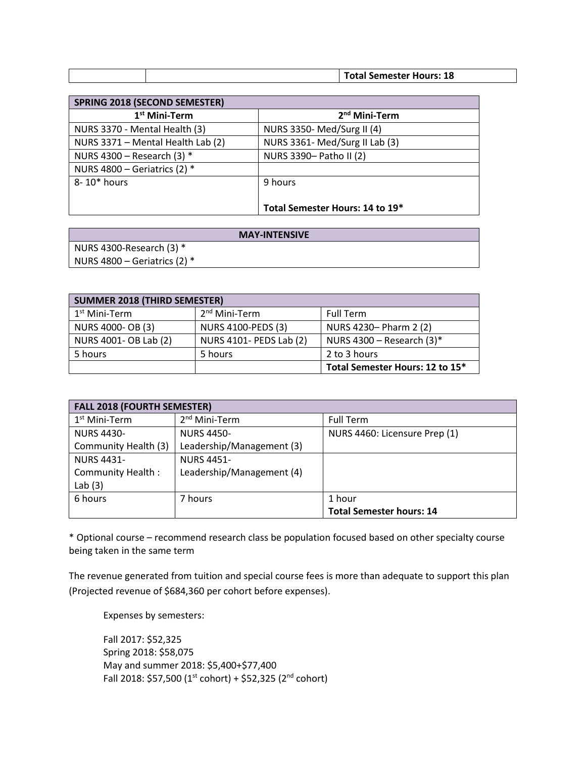| | | Total Semester Hours: 18 |
|---|---|---|

| SPRING 2018 (SECOND SEMESTER) | |
|---|---|
| **1st Mini-Term** | **2nd Mini-Term** |
| NURS 3370 - Mental Health (3) | NURS 3350- Med/Surg II (4) |
| NURS 3371 – Mental Health Lab (2) | NURS 3361- Med/Surg II Lab (3) |
| NURS 4300 – Research (3) * | NURS 3390– Patho II (2) |
| NURS 4800 – Geriatrics (2) * | |
| 8- 10* hours | 9 hours<br><br>**Total Semester Hours: 14 to 19*** |

| MAY-INTENSIVE |
|---|
| NURS 4300-Research (3) * |
| NURS 4800 – Geriatrics (2) * |

| SUMMER 2018 (THIRD SEMESTER) | | |
|---|---|---|
| 1st Mini-Term | 2nd Mini-Term | Full Term |
| NURS 4000- OB (3) | NURS 4100-PEDS (3) | NURS 4230– Pharm 2 (2) |
| NURS 4001- OB Lab (2) | NURS 4101- PEDS Lab (2) | NURS 4300 – Research (3)* |
| 5 hours | 5 hours | 2 to 3 hours |
| | | **Total Semester Hours: 12 to 15*** |

| FALL 2018 (FOURTH SEMESTER) | | |
|---|---|---|
| 1st Mini-Term | 2nd Mini-Term | Full Term |
| NURS 4430-Community Health (3) | NURS 4450-Leadership/Management (3) | NURS 4460: Licensure Prep (1) |
| NURS 4431-Community Health : Lab (3) | NURS 4451-Leadership/Management (4) | |
| 6 hours | 7 hours | 1 hour<br>**Total Semester hours: 14** |

* Optional course – recommend research class be population focused based on other specialty course being taken in the same term

The revenue generated from tuition and special course fees is more than adequate to support this plan (Projected revenue of $684,360 per cohort before expenses).

Expenses by semesters:

Fall 2017: $52,325
Spring 2018: $58,075
May and summer 2018: $5,400+$77,400
Fall 2018: $57,500 (1st cohort) + $52,325 (2nd cohort)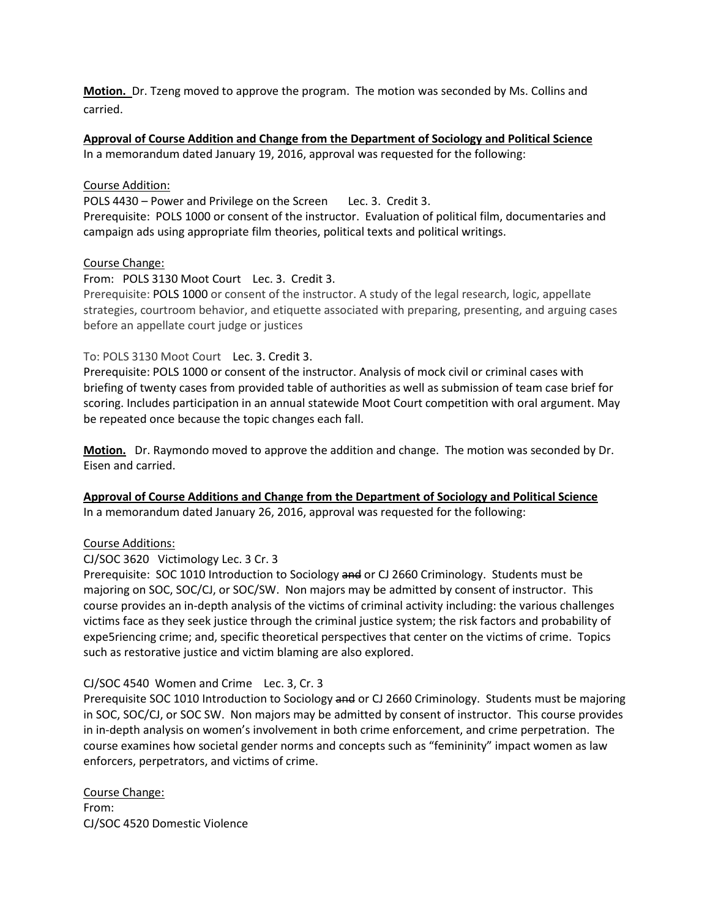**Motion.** Dr. Tzeng moved to approve the program. The motion was seconded by Ms. Collins and carried.

**Approval of Course Addition and Change from the Department of Sociology and Political Science**

In a memorandum dated January 19, 2016, approval was requested for the following:

Course Addition:

POLS 4430 – Power and Privilege on the Screen   Lec. 3. Credit 3.
Prerequisite: POLS 1000 or consent of the instructor. Evaluation of political film, documentaries and campaign ads using appropriate film theories, political texts and political writings.

Course Change:

From: POLS 3130 Moot Court   Lec. 3. Credit 3.
Prerequisite: POLS 1000 or consent of the instructor. A study of the legal research, logic, appellate strategies, courtroom behavior, and etiquette associated with preparing, presenting, and arguing cases before an appellate court judge or justices

To: POLS 3130 Moot Court   Lec. 3. Credit 3.
Prerequisite: POLS 1000 or consent of the instructor. Analysis of mock civil or criminal cases with briefing of twenty cases from provided table of authorities as well as submission of team case brief for scoring. Includes participation in an annual statewide Moot Court competition with oral argument. May be repeated once because the topic changes each fall.

**Motion.** Dr. Raymondo moved to approve the addition and change. The motion was seconded by Dr. Eisen and carried.

**Approval of Course Additions and Change from the Department of Sociology and Political Science**

In a memorandum dated January 26, 2016, approval was requested for the following:

Course Additions:

CJ/SOC 3620 Victimology Lec. 3 Cr. 3
Prerequisite: SOC 1010 Introduction to Sociology ~~and~~ or CJ 2660 Criminology. Students must be majoring on SOC, SOC/CJ, or SOC/SW. Non majors may be admitted by consent of instructor. This course provides an in-depth analysis of the victims of criminal activity including: the various challenges victims face as they seek justice through the criminal justice system; the risk factors and probability of expe5riencing crime; and, specific theoretical perspectives that center on the victims of crime. Topics such as restorative justice and victim blaming are also explored.

CJ/SOC 4540 Women and Crime   Lec. 3, Cr. 3
Prerequisite SOC 1010 Introduction to Sociology ~~and~~ or CJ 2660 Criminology. Students must be majoring in SOC, SOC/CJ, or SOC SW. Non majors may be admitted by consent of instructor. This course provides in in-depth analysis on women's involvement in both crime enforcement, and crime perpetration. The course examines how societal gender norms and concepts such as "femininity" impact women as law enforcers, perpetrators, and victims of crime.

Course Change:

From:
CJ/SOC 4520 Domestic Violence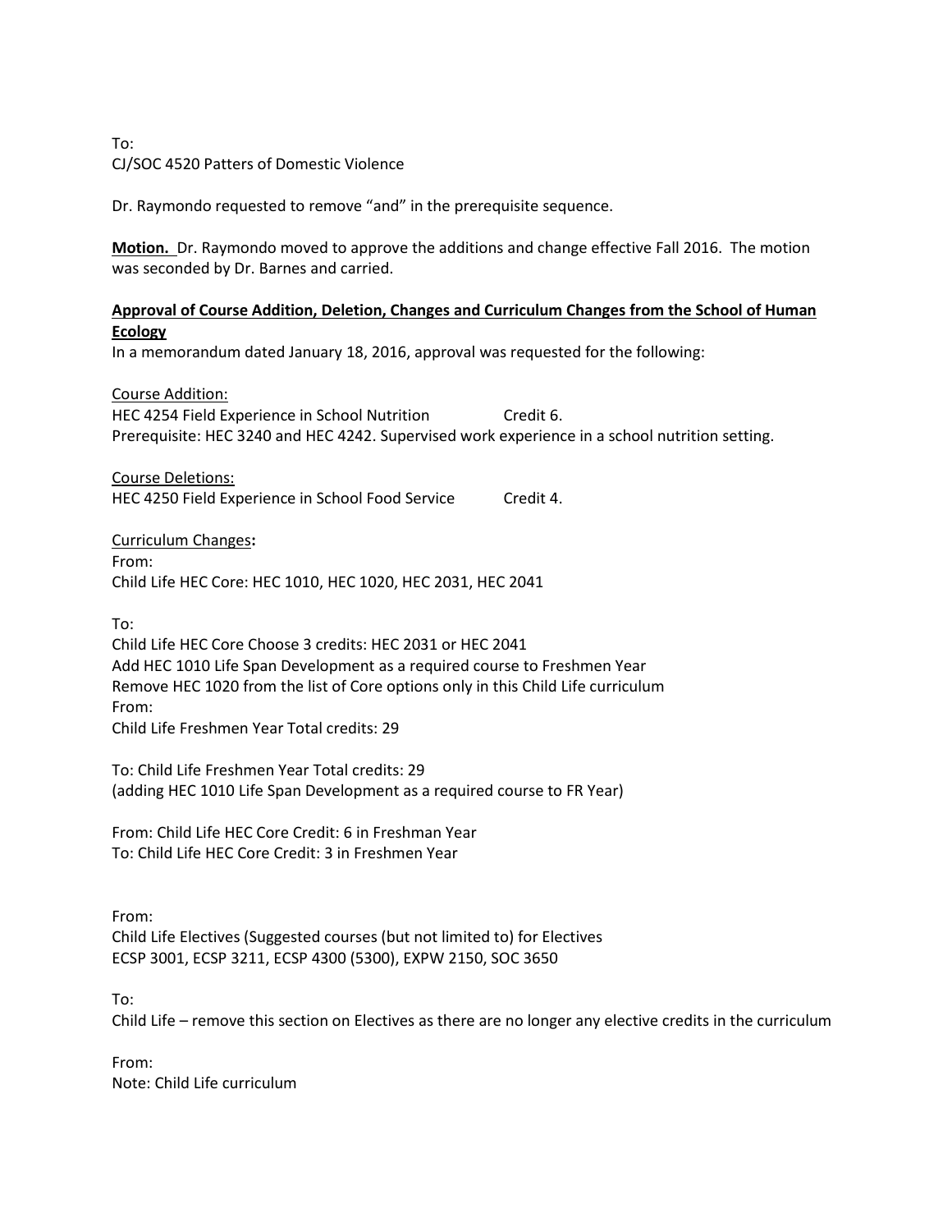To:
CJ/SOC 4520 Patters of Domestic Violence

Dr. Raymondo requested to remove "and" in the prerequisite sequence.

**Motion.** Dr. Raymondo moved to approve the additions and change effective Fall 2016. The motion was seconded by Dr. Barnes and carried.

**Approval of Course Addition, Deletion, Changes and Curriculum Changes from the School of Human Ecology**

In a memorandum dated January 18, 2016, approval was requested for the following:

Course Addition:
HEC 4254 Field Experience in School Nutrition Credit 6.
Prerequisite: HEC 3240 and HEC 4242. Supervised work experience in a school nutrition setting.

Course Deletions:
HEC 4250 Field Experience in School Food Service Credit 4.

Curriculum Changes**:**
From:
Child Life HEC Core: HEC 1010, HEC 1020, HEC 2031, HEC 2041

To:
Child Life HEC Core Choose 3 credits: HEC 2031 or HEC 2041
Add HEC 1010 Life Span Development as a required course to Freshmen Year
Remove HEC 1020 from the list of Core options only in this Child Life curriculum
From:
Child Life Freshmen Year Total credits: 29

To: Child Life Freshmen Year Total credits: 29
(adding HEC 1010 Life Span Development as a required course to FR Year)

From: Child Life HEC Core Credit: 6 in Freshman Year
To: Child Life HEC Core Credit: 3 in Freshmen Year

From:
Child Life Electives (Suggested courses (but not limited to) for Electives
ECSP 3001, ECSP 3211, ECSP 4300 (5300), EXPW 2150, SOC 3650

To:
Child Life – remove this section on Electives as there are no longer any elective credits in the curriculum

From:
Note: Child Life curriculum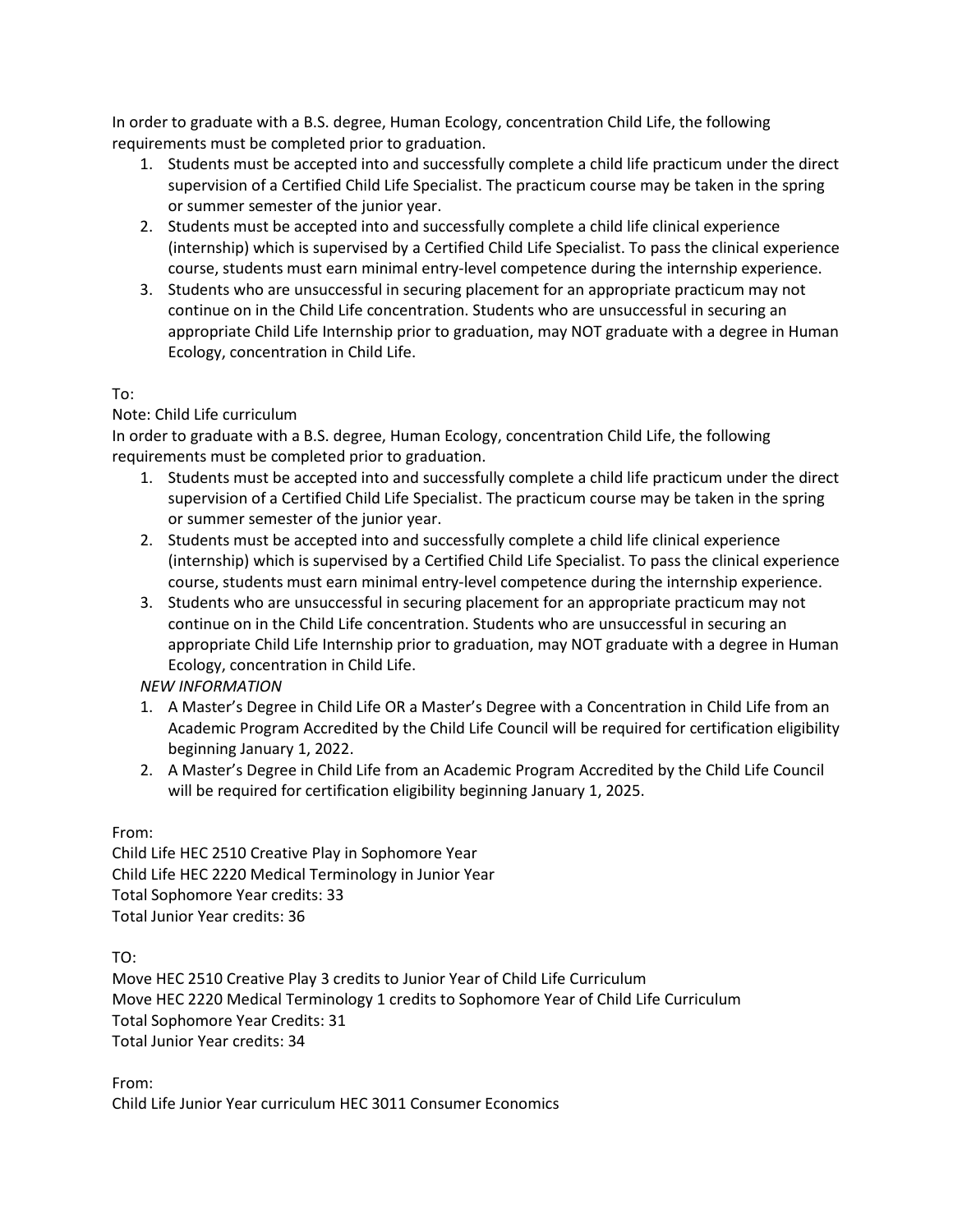In order to graduate with a B.S. degree, Human Ecology, concentration Child Life, the following requirements must be completed prior to graduation.

1. Students must be accepted into and successfully complete a child life practicum under the direct supervision of a Certified Child Life Specialist. The practicum course may be taken in the spring or summer semester of the junior year.
2. Students must be accepted into and successfully complete a child life clinical experience (internship) which is supervised by a Certified Child Life Specialist. To pass the clinical experience course, students must earn minimal entry-level competence during the internship experience.
3. Students who are unsuccessful in securing placement for an appropriate practicum may not continue on in the Child Life concentration. Students who are unsuccessful in securing an appropriate Child Life Internship prior to graduation, may NOT graduate with a degree in Human Ecology, concentration in Child Life.

To:

Note: Child Life curriculum

In order to graduate with a B.S. degree, Human Ecology, concentration Child Life, the following requirements must be completed prior to graduation.

1. Students must be accepted into and successfully complete a child life practicum under the direct supervision of a Certified Child Life Specialist. The practicum course may be taken in the spring or summer semester of the junior year.
2. Students must be accepted into and successfully complete a child life clinical experience (internship) which is supervised by a Certified Child Life Specialist. To pass the clinical experience course, students must earn minimal entry-level competence during the internship experience.
3. Students who are unsuccessful in securing placement for an appropriate practicum may not continue on in the Child Life concentration. Students who are unsuccessful in securing an appropriate Child Life Internship prior to graduation, may NOT graduate with a degree in Human Ecology, concentration in Child Life.

*NEW INFORMATION*

1. A Master's Degree in Child Life OR a Master's Degree with a Concentration in Child Life from an Academic Program Accredited by the Child Life Council will be required for certification eligibility beginning January 1, 2022.
2. A Master's Degree in Child Life from an Academic Program Accredited by the Child Life Council will be required for certification eligibility beginning January 1, 2025.

From:

Child Life HEC 2510 Creative Play in Sophomore Year
Child Life HEC 2220 Medical Terminology in Junior Year
Total Sophomore Year credits: 33
Total Junior Year credits: 36

TO:

Move HEC 2510 Creative Play 3 credits to Junior Year of Child Life Curriculum
Move HEC 2220 Medical Terminology 1 credits to Sophomore Year of Child Life Curriculum
Total Sophomore Year Credits: 31
Total Junior Year credits: 34

From:

Child Life Junior Year curriculum HEC 3011 Consumer Economics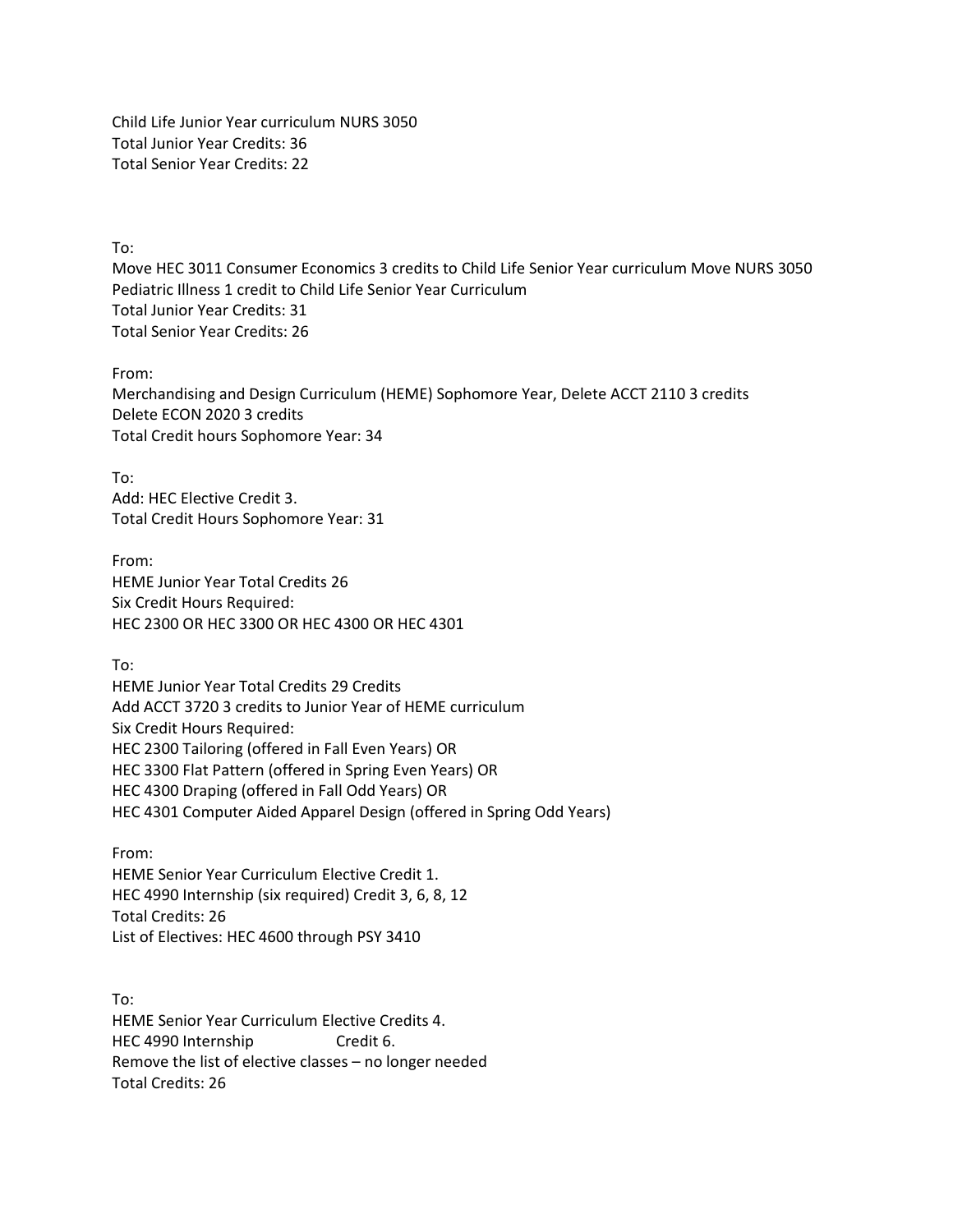Child Life Junior Year curriculum NURS 3050
Total Junior Year Credits: 36
Total Senior Year Credits: 22

To:
Move HEC 3011 Consumer Economics 3 credits to Child Life Senior Year curriculum Move NURS 3050 Pediatric Illness 1 credit to Child Life Senior Year Curriculum
Total Junior Year Credits: 31
Total Senior Year Credits: 26

From:
Merchandising and Design Curriculum (HEME) Sophomore Year, Delete ACCT 2110 3 credits
Delete ECON 2020 3 credits
Total Credit hours Sophomore Year: 34

To:
Add: HEC Elective Credit 3.
Total Credit Hours Sophomore Year: 31

From:
HEME Junior Year Total Credits 26
Six Credit Hours Required:
HEC 2300 OR HEC 3300 OR HEC 4300 OR HEC 4301

To:
HEME Junior Year Total Credits 29 Credits
Add ACCT 3720 3 credits to Junior Year of HEME curriculum
Six Credit Hours Required:
HEC 2300 Tailoring (offered in Fall Even Years) OR
HEC 3300 Flat Pattern (offered in Spring Even Years) OR
HEC 4300 Draping (offered in Fall Odd Years) OR
HEC 4301 Computer Aided Apparel Design (offered in Spring Odd Years)

From:
HEME Senior Year Curriculum Elective Credit 1.
HEC 4990 Internship (six required) Credit 3, 6, 8, 12
Total Credits: 26
List of Electives: HEC 4600 through PSY 3410

To:
HEME Senior Year Curriculum Elective Credits 4.
HEC 4990 Internship Credit 6.
Remove the list of elective classes – no longer needed
Total Credits: 26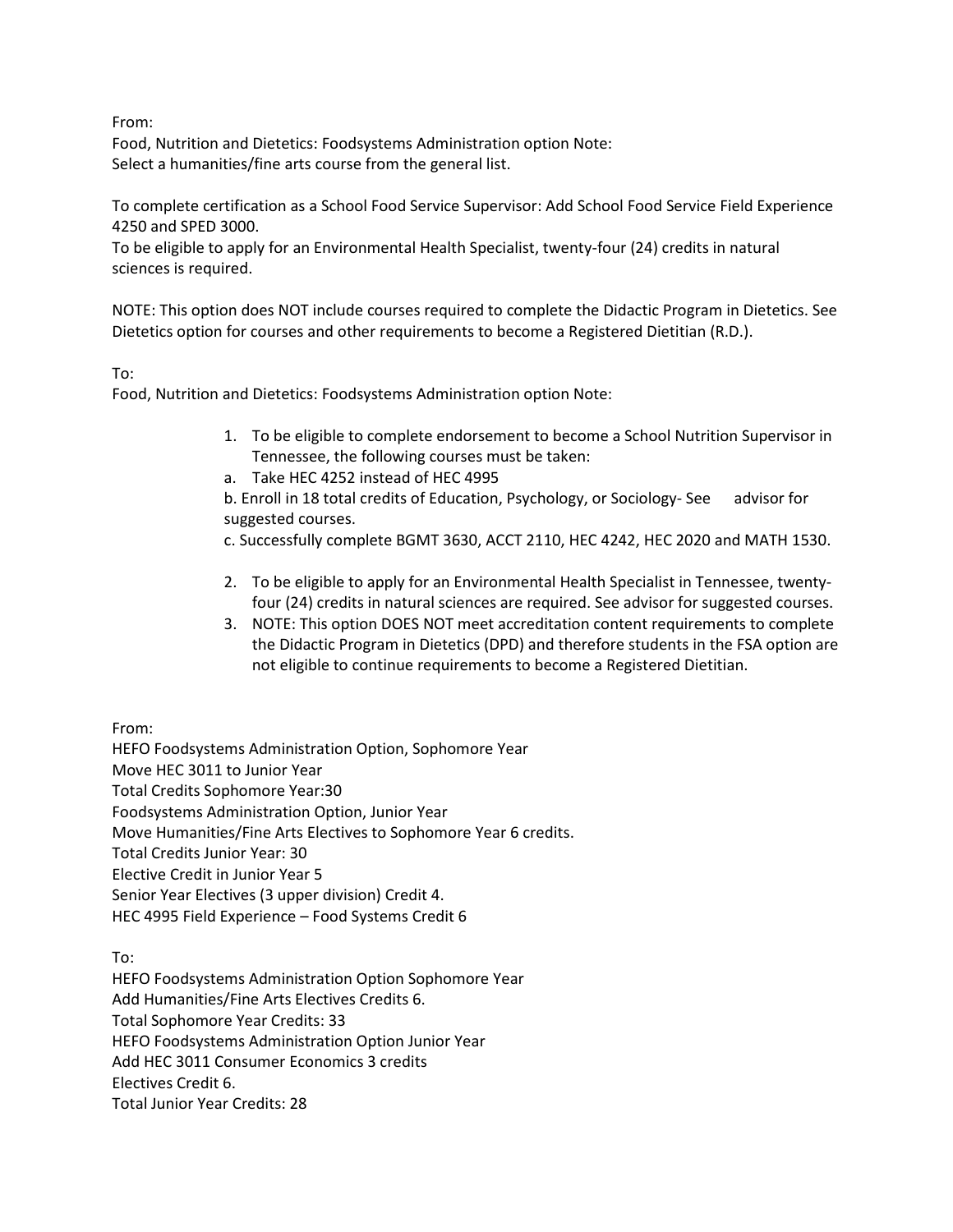From:

Food, Nutrition and Dietetics: Foodsystems Administration option Note:
Select a humanities/fine arts course from the general list.

To complete certification as a School Food Service Supervisor: Add School Food Service Field Experience 4250 and SPED 3000.
To be eligible to apply for an Environmental Health Specialist, twenty-four (24) credits in natural sciences is required.

NOTE: This option does NOT include courses required to complete the Didactic Program in Dietetics. See Dietetics option for courses and other requirements to become a Registered Dietitian (R.D.).

To:

Food, Nutrition and Dietetics: Foodsystems Administration option Note:

1. To be eligible to complete endorsement to become a School Nutrition Supervisor in Tennessee, the following courses must be taken:
   a. Take HEC 4252 instead of HEC 4995
   b. Enroll in 18 total credits of Education, Psychology, or Sociology- See advisor for suggested courses.
   c. Successfully complete BGMT 3630, ACCT 2110, HEC 4242, HEC 2020 and MATH 1530.
2. To be eligible to apply for an Environmental Health Specialist in Tennessee, twenty-four (24) credits in natural sciences are required. See advisor for suggested courses.
3. NOTE: This option DOES NOT meet accreditation content requirements to complete the Didactic Program in Dietetics (DPD) and therefore students in the FSA option are not eligible to continue requirements to become a Registered Dietitian.

From:

HEFO Foodsystems Administration Option, Sophomore Year
Move HEC 3011 to Junior Year
Total Credits Sophomore Year:30
Foodsystems Administration Option, Junior Year
Move Humanities/Fine Arts Electives to Sophomore Year 6 credits.
Total Credits Junior Year: 30
Elective Credit in Junior Year 5
Senior Year Electives (3 upper division) Credit 4.
HEC 4995 Field Experience – Food Systems Credit 6

To:

HEFO Foodsystems Administration Option Sophomore Year
Add Humanities/Fine Arts Electives Credits 6.
Total Sophomore Year Credits: 33
HEFO Foodsystems Administration Option Junior Year
Add HEC 3011 Consumer Economics 3 credits
Electives Credit 6.
Total Junior Year Credits: 28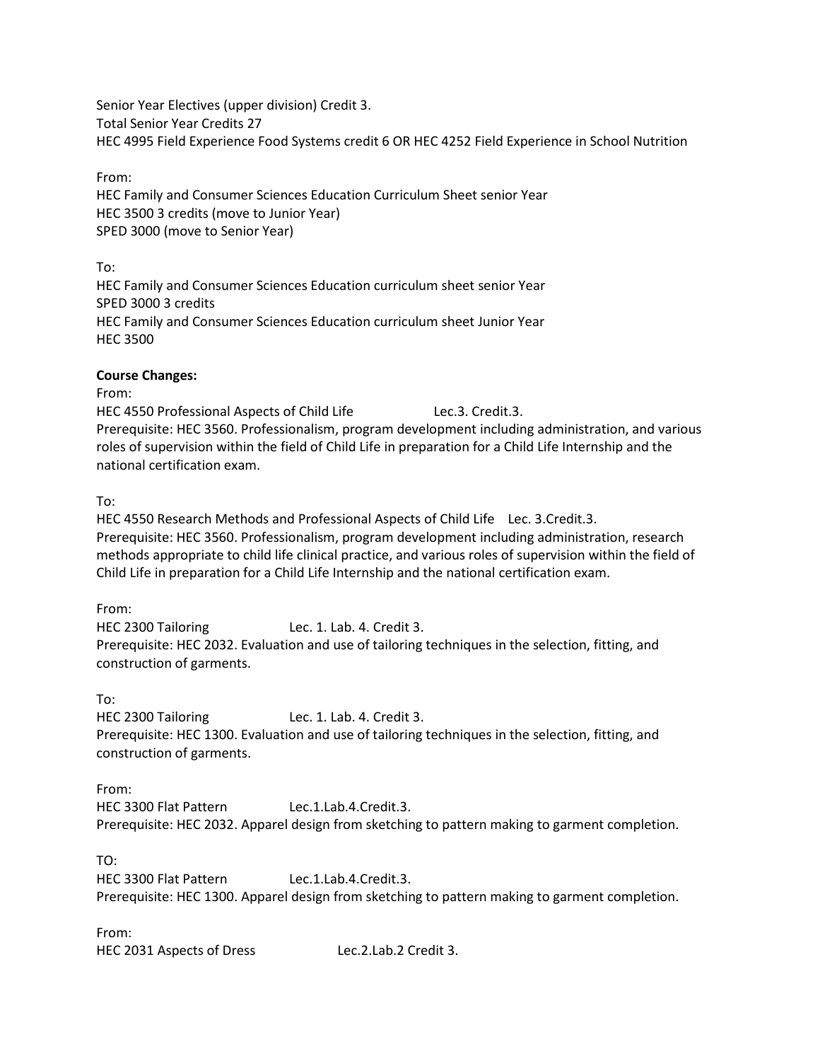Senior Year Electives (upper division) Credit 3.
Total Senior Year Credits 27
HEC 4995 Field Experience Food Systems credit 6 OR HEC 4252 Field Experience in School Nutrition

From:
HEC Family and Consumer Sciences Education Curriculum Sheet senior Year
HEC 3500 3 credits (move to Junior Year)
SPED 3000 (move to Senior Year)

To:
HEC Family and Consumer Sciences Education curriculum sheet senior Year
SPED 3000 3 credits
HEC Family and Consumer Sciences Education curriculum sheet Junior Year
HEC 3500

**Course Changes:**
From:
HEC 4550 Professional Aspects of Child Life Lec.3. Credit.3.
Prerequisite: HEC 3560. Professionalism, program development including administration, and various roles of supervision within the field of Child Life in preparation for a Child Life Internship and the national certification exam.

To:
HEC 4550 Research Methods and Professional Aspects of Child Life Lec. 3.Credit.3.
Prerequisite: HEC 3560. Professionalism, program development including administration, research methods appropriate to child life clinical practice, and various roles of supervision within the field of Child Life in preparation for a Child Life Internship and the national certification exam.

From:
HEC 2300 Tailoring Lec. 1. Lab. 4. Credit 3.
Prerequisite: HEC 2032. Evaluation and use of tailoring techniques in the selection, fitting, and construction of garments.

To:
HEC 2300 Tailoring Lec. 1. Lab. 4. Credit 3.
Prerequisite: HEC 1300. Evaluation and use of tailoring techniques in the selection, fitting, and construction of garments.

From:
HEC 3300 Flat Pattern Lec.1.Lab.4.Credit.3.
Prerequisite: HEC 2032. Apparel design from sketching to pattern making to garment completion.

TO:
HEC 3300 Flat Pattern Lec.1.Lab.4.Credit.3.
Prerequisite: HEC 1300. Apparel design from sketching to pattern making to garment completion.

From:
HEC 2031 Aspects of Dress Lec.2.Lab.2 Credit 3.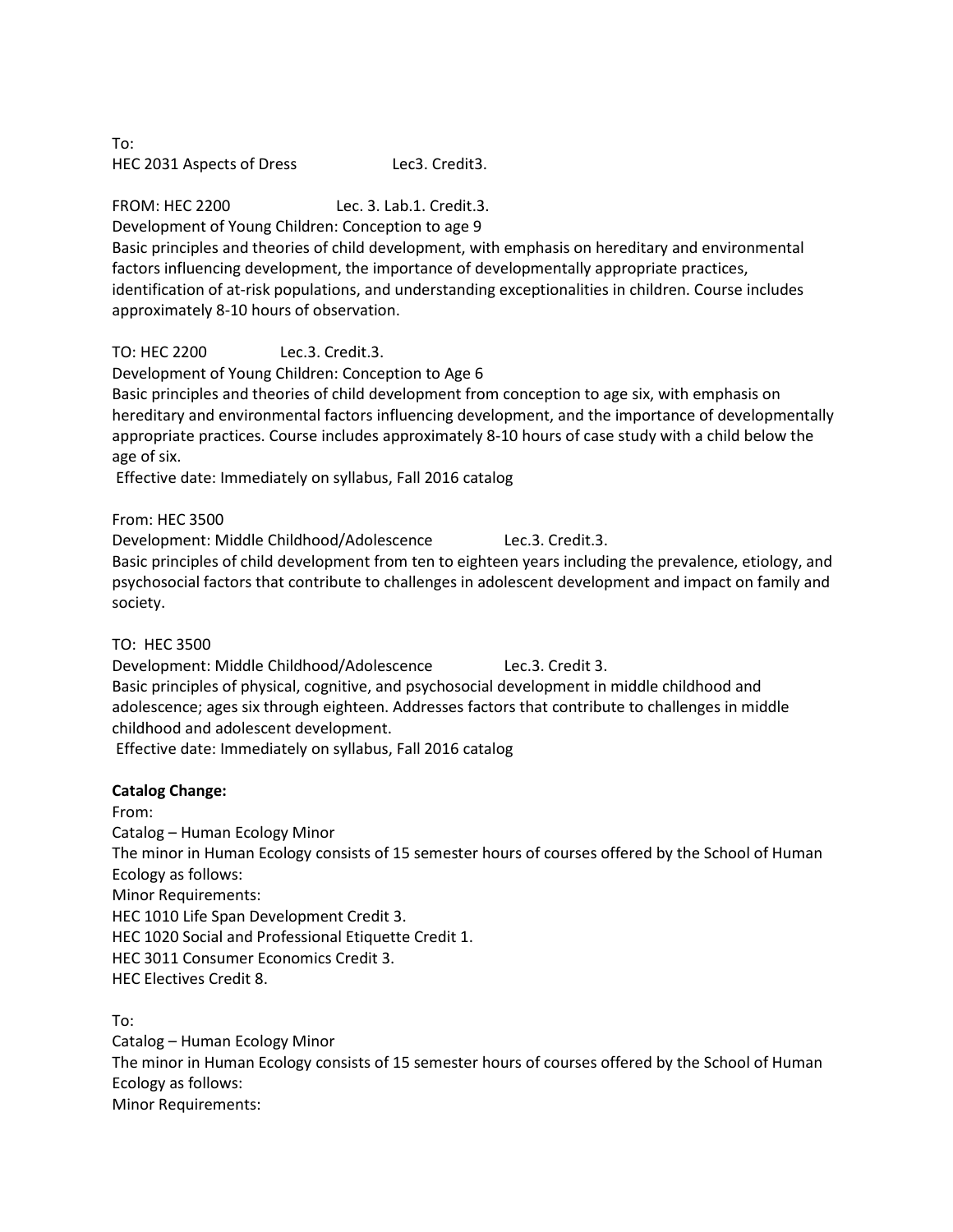To:
HEC 2031 Aspects of Dress Lec3. Credit3.

FROM: HEC 2200 Lec. 3. Lab.1. Credit.3.
Development of Young Children: Conception to age 9
Basic principles and theories of child development, with emphasis on hereditary and environmental factors influencing development, the importance of developmentally appropriate practices, identification of at-risk populations, and understanding exceptionalities in children. Course includes approximately 8-10 hours of observation.

TO: HEC 2200 Lec.3. Credit.3.
Development of Young Children: Conception to Age 6
Basic principles and theories of child development from conception to age six, with emphasis on hereditary and environmental factors influencing development, and the importance of developmentally appropriate practices. Course includes approximately 8-10 hours of case study with a child below the age of six.
Effective date: Immediately on syllabus, Fall 2016 catalog

From: HEC 3500
Development: Middle Childhood/Adolescence Lec.3. Credit.3.
Basic principles of child development from ten to eighteen years including the prevalence, etiology, and psychosocial factors that contribute to challenges in adolescent development and impact on family and society.

TO: HEC 3500
Development: Middle Childhood/Adolescence Lec.3. Credit 3.
Basic principles of physical, cognitive, and psychosocial development in middle childhood and adolescence; ages six through eighteen. Addresses factors that contribute to challenges in middle childhood and adolescent development.
Effective date: Immediately on syllabus, Fall 2016 catalog

**Catalog Change:**
From:
Catalog – Human Ecology Minor
The minor in Human Ecology consists of 15 semester hours of courses offered by the School of Human Ecology as follows:
Minor Requirements:
HEC 1010 Life Span Development Credit 3.
HEC 1020 Social and Professional Etiquette Credit 1.
HEC 3011 Consumer Economics Credit 3.
HEC Electives Credit 8.

To:
Catalog – Human Ecology Minor
The minor in Human Ecology consists of 15 semester hours of courses offered by the School of Human Ecology as follows:
Minor Requirements: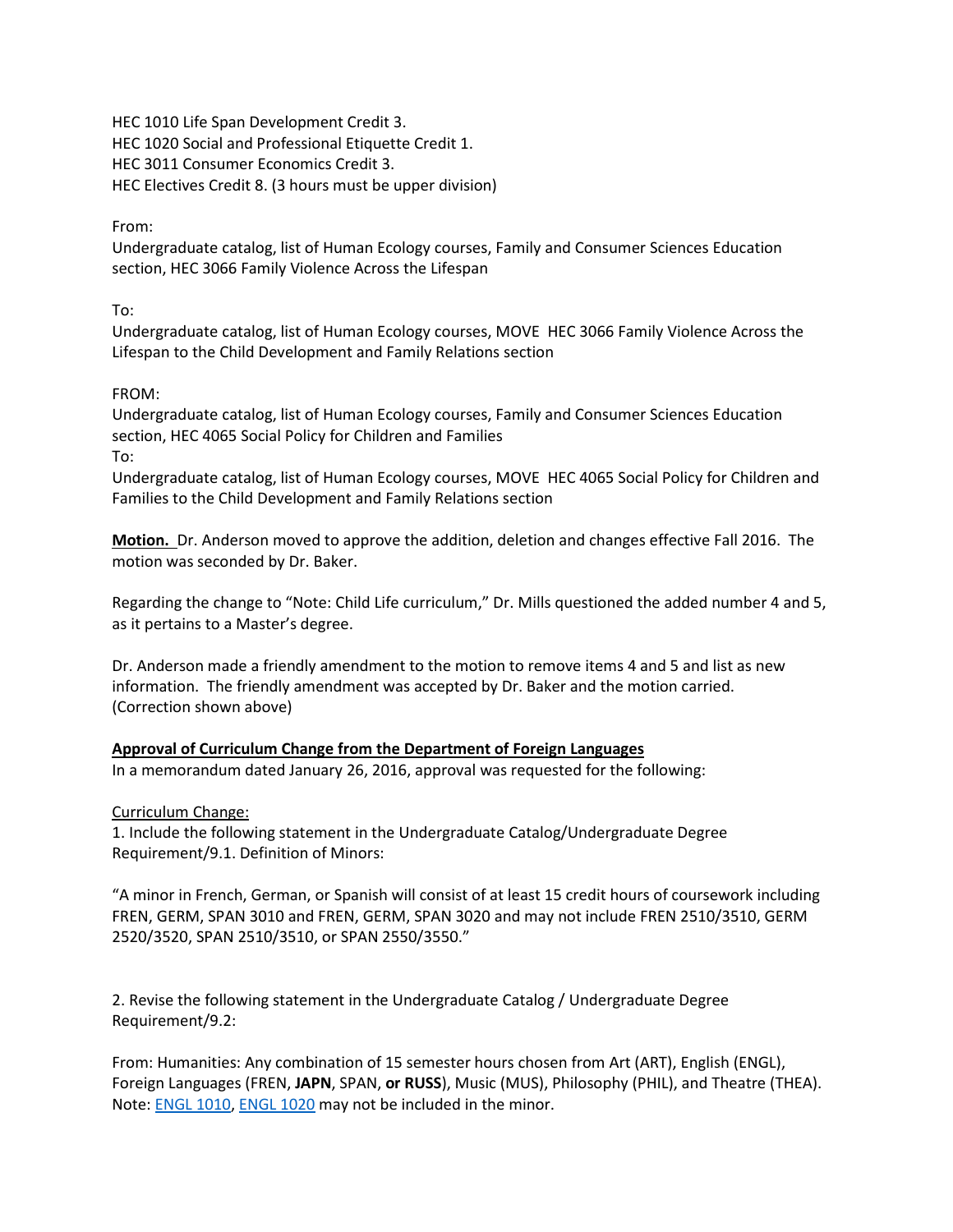HEC 1010 Life Span Development Credit 3.
HEC 1020 Social and Professional Etiquette Credit 1.
HEC 3011 Consumer Economics Credit 3.
HEC Electives Credit 8. (3 hours must be upper division)

From:
Undergraduate catalog, list of Human Ecology courses, Family and Consumer Sciences Education section, HEC 3066 Family Violence Across the Lifespan

To:
Undergraduate catalog, list of Human Ecology courses, MOVE HEC 3066 Family Violence Across the Lifespan to the Child Development and Family Relations section

FROM:
Undergraduate catalog, list of Human Ecology courses, Family and Consumer Sciences Education section, HEC 4065 Social Policy for Children and Families
To:
Undergraduate catalog, list of Human Ecology courses, MOVE HEC 4065 Social Policy for Children and Families to the Child Development and Family Relations section

**Motion.** Dr. Anderson moved to approve the addition, deletion and changes effective Fall 2016. The motion was seconded by Dr. Baker.

Regarding the change to "Note: Child Life curriculum," Dr. Mills questioned the added number 4 and 5, as it pertains to a Master's degree.

Dr. Anderson made a friendly amendment to the motion to remove items 4 and 5 and list as new information. The friendly amendment was accepted by Dr. Baker and the motion carried. (Correction shown above)

**Approval of Curriculum Change from the Department of Foreign Languages**
In a memorandum dated January 26, 2016, approval was requested for the following:

Curriculum Change:
1. Include the following statement in the Undergraduate Catalog/Undergraduate Degree Requirement/9.1. Definition of Minors:

"A minor in French, German, or Spanish will consist of at least 15 credit hours of coursework including FREN, GERM, SPAN 3010 and FREN, GERM, SPAN 3020 and may not include FREN 2510/3510, GERM 2520/3520, SPAN 2510/3510, or SPAN 2550/3550."

2. Revise the following statement in the Undergraduate Catalog / Undergraduate Degree Requirement/9.2:

From: Humanities: Any combination of 15 semester hours chosen from Art (ART), English (ENGL), Foreign Languages (FREN, **JAPN**, SPAN, **or RUSS**), Music (MUS), Philosophy (PHIL), and Theatre (THEA). Note: ENGL 1010, ENGL 1020 may not be included in the minor.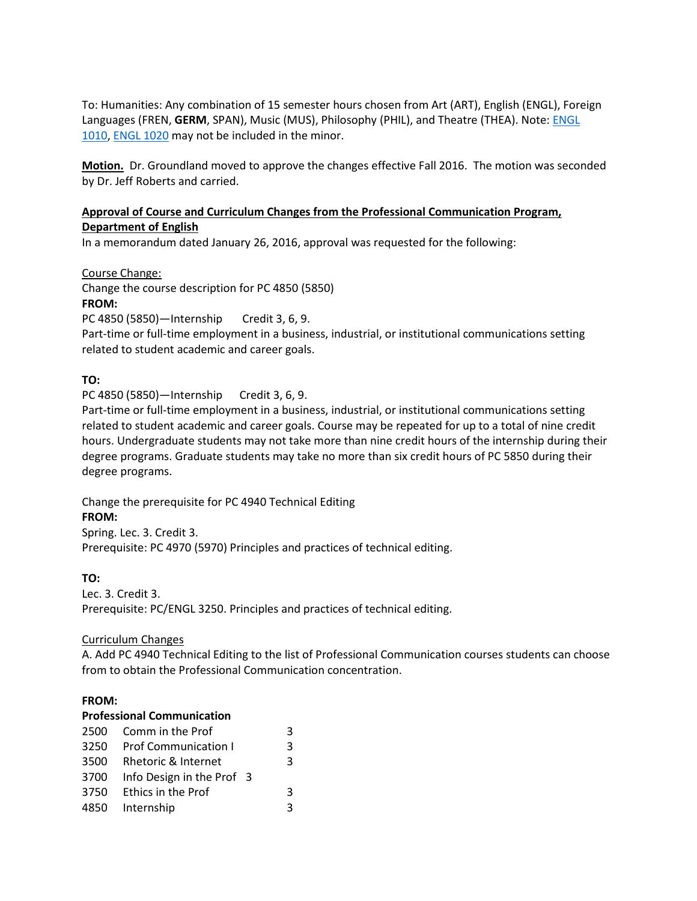To: Humanities: Any combination of 15 semester hours chosen from Art (ART), English (ENGL), Foreign Languages (FREN, **GERM**, SPAN), Music (MUS), Philosophy (PHIL), and Theatre (THEA). Note: ENGL 1010, ENGL 1020 may not be included in the minor.

**Motion.** Dr. Groundland moved to approve the changes effective Fall 2016. The motion was seconded by Dr. Jeff Roberts and carried.

**Approval of Course and Curriculum Changes from the Professional Communication Program, Department of English**

In a memorandum dated January 26, 2016, approval was requested for the following:

Course Change:

Change the course description for PC 4850 (5850)

**FROM:**

PC 4850 (5850)—Internship Credit 3, 6, 9.
Part-time or full-time employment in a business, industrial, or institutional communications setting related to student academic and career goals.

**TO:**

PC 4850 (5850)—Internship Credit 3, 6, 9.
Part-time or full-time employment in a business, industrial, or institutional communications setting related to student academic and career goals. Course may be repeated for up to a total of nine credit hours. Undergraduate students may not take more than nine credit hours of the internship during their degree programs. Graduate students may take no more than six credit hours of PC 5850 during their degree programs.

Change the prerequisite for PC 4940 Technical Editing

**FROM:**

Spring. Lec. 3. Credit 3.
Prerequisite: PC 4970 (5970) Principles and practices of technical editing.

**TO:**

Lec. 3. Credit 3.
Prerequisite: PC/ENGL 3250. Principles and practices of technical editing.

Curriculum Changes

A. Add PC 4940 Technical Editing to the list of Professional Communication courses students can choose from to obtain the Professional Communication concentration.

**FROM:**

**Professional Communication**

| | | |
|---|---|---|
| 2500 | Comm in the Prof | 3 |
| 3250 | Prof Communication I | 3 |
| 3500 | Rhetoric & Internet | 3 |
| 3700 | Info Design in the Prof | 3 |
| 3750 | Ethics in the Prof | 3 |
| 4850 | Internship | 3 |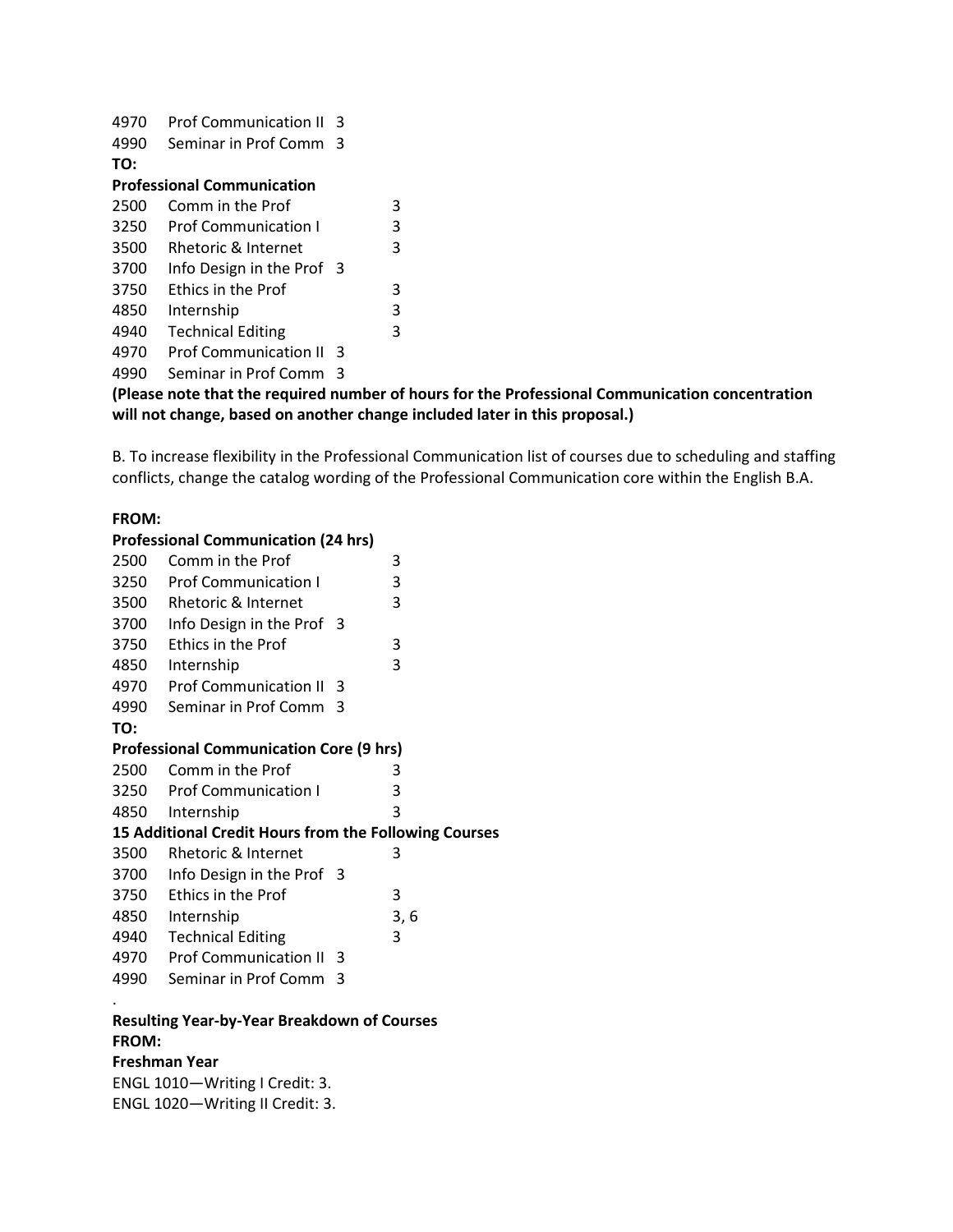4970 Prof Communication II 3
4990 Seminar in Prof Comm 3

**TO:**

**Professional Communication**

| | | |
|---|---|---|
| 2500 | Comm in the Prof | 3 |
| 3250 | Prof Communication I | 3 |
| 3500 | Rhetoric & Internet | 3 |
| 3700 | Info Design in the Prof | 3 |
| 3750 | Ethics in the Prof | 3 |
| 4850 | Internship | 3 |
| 4940 | Technical Editing | 3 |
| 4970 | Prof Communication II | 3 |
| 4990 | Seminar in Prof Comm | 3 |

**(Please note that the required number of hours for the Professional Communication concentration will not change, based on another change included later in this proposal.)**

B. To increase flexibility in the Professional Communication list of courses due to scheduling and staffing conflicts, change the catalog wording of the Professional Communication core within the English B.A.

**FROM:**

**Professional Communication (24 hrs)**

| | | |
|---|---|---|
| 2500 | Comm in the Prof | 3 |
| 3250 | Prof Communication I | 3 |
| 3500 | Rhetoric & Internet | 3 |
| 3700 | Info Design in the Prof | 3 |
| 3750 | Ethics in the Prof | 3 |
| 4850 | Internship | 3 |
| 4970 | Prof Communication II | 3 |
| 4990 | Seminar in Prof Comm | 3 |

**TO:**

**Professional Communication Core (9 hrs)**

| | | |
|---|---|---|
| 2500 | Comm in the Prof | 3 |
| 3250 | Prof Communication I | 3 |
| 4850 | Internship | 3 |

**15 Additional Credit Hours from the Following Courses**

| | | |
|---|---|---|
| 3500 | Rhetoric & Internet | 3 |
| 3700 | Info Design in the Prof | 3 |
| 3750 | Ethics in the Prof | 3 |
| 4850 | Internship | 3, 6 |
| 4940 | Technical Editing | 3 |
| 4970 | Prof Communication II | 3 |
| 4990 | Seminar in Prof Comm | 3 |

.

**Resulting Year-by-Year Breakdown of Courses**

**FROM:**

**Freshman Year**

ENGL 1010—Writing I Credit: 3.
ENGL 1020—Writing II Credit: 3.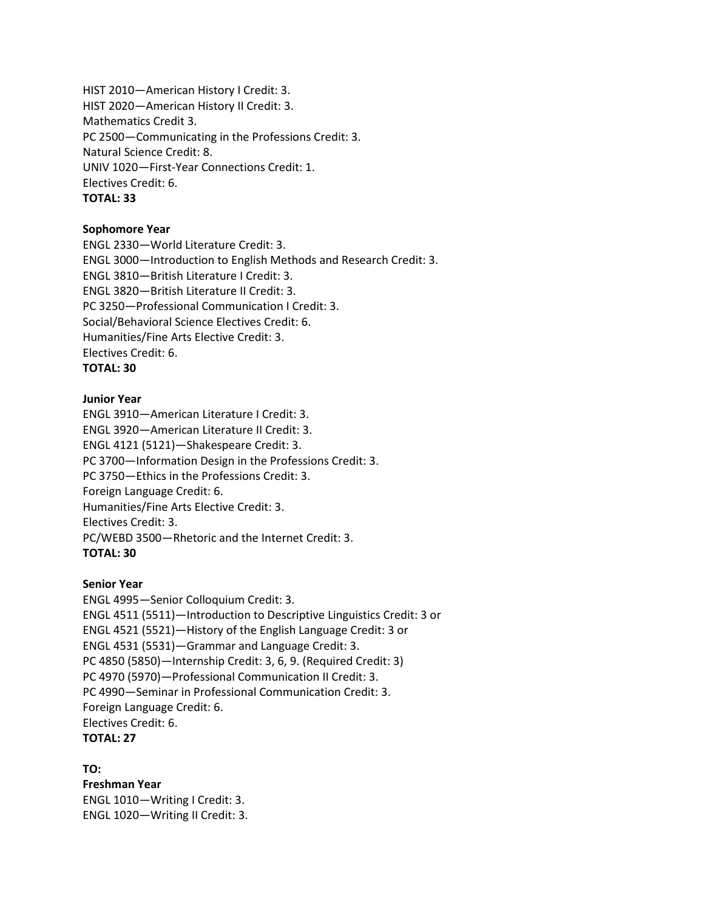HIST 2010—American History I Credit: 3.
HIST 2020—American History II Credit: 3.
Mathematics Credit 3.
PC 2500—Communicating in the Professions Credit: 3.
Natural Science Credit: 8.
UNIV 1020—First-Year Connections Credit: 1.
Electives Credit: 6.
**TOTAL: 33**

**Sophomore Year**
ENGL 2330—World Literature Credit: 3.
ENGL 3000—Introduction to English Methods and Research Credit: 3.
ENGL 3810—British Literature I Credit: 3.
ENGL 3820—British Literature II Credit: 3.
PC 3250—Professional Communication I Credit: 3.
Social/Behavioral Science Electives Credit: 6.
Humanities/Fine Arts Elective Credit: 3.
Electives Credit: 6.
**TOTAL: 30**

**Junior Year**
ENGL 3910—American Literature I Credit: 3.
ENGL 3920—American Literature II Credit: 3.
ENGL 4121 (5121)—Shakespeare Credit: 3.
PC 3700—Information Design in the Professions Credit: 3.
PC 3750—Ethics in the Professions Credit: 3.
Foreign Language Credit: 6.
Humanities/Fine Arts Elective Credit: 3.
Electives Credit: 3.
PC/WEBD 3500—Rhetoric and the Internet Credit: 3.
**TOTAL: 30**

**Senior Year**
ENGL 4995—Senior Colloquium Credit: 3.
ENGL 4511 (5511)—Introduction to Descriptive Linguistics Credit: 3 or
ENGL 4521 (5521)—History of the English Language Credit: 3 or
ENGL 4531 (5531)—Grammar and Language Credit: 3.
PC 4850 (5850)—Internship Credit: 3, 6, 9. (Required Credit: 3)
PC 4970 (5970)—Professional Communication II Credit: 3.
PC 4990—Seminar in Professional Communication Credit: 3.
Foreign Language Credit: 6.
Electives Credit: 6.
**TOTAL: 27**

**TO:**
**Freshman Year**
ENGL 1010—Writing I Credit: 3.
ENGL 1020—Writing II Credit: 3.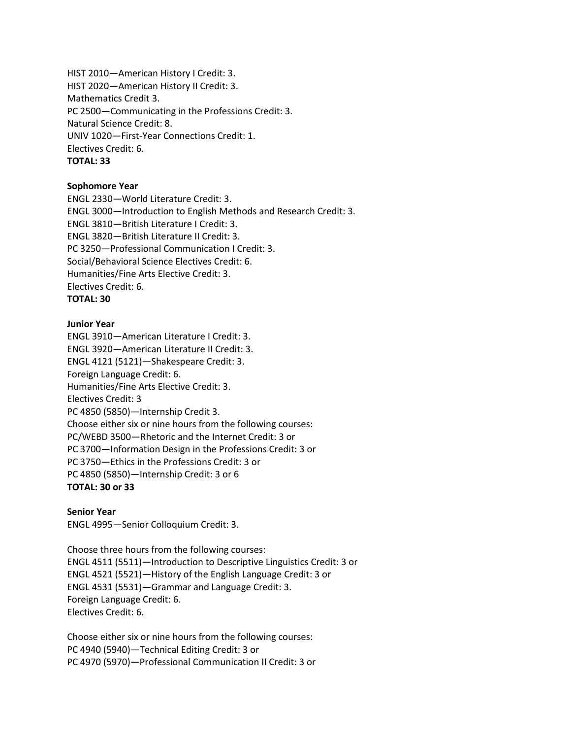HIST 2010—American History I Credit: 3.
HIST 2020—American History II Credit: 3.
Mathematics Credit 3.
PC 2500—Communicating in the Professions Credit: 3.
Natural Science Credit: 8.
UNIV 1020—First-Year Connections Credit: 1.
Electives Credit: 6.
**TOTAL: 33**

**Sophomore Year**
ENGL 2330—World Literature Credit: 3.
ENGL 3000—Introduction to English Methods and Research Credit: 3.
ENGL 3810—British Literature I Credit: 3.
ENGL 3820—British Literature II Credit: 3.
PC 3250—Professional Communication I Credit: 3.
Social/Behavioral Science Electives Credit: 6.
Humanities/Fine Arts Elective Credit: 3.
Electives Credit: 6.
**TOTAL: 30**

**Junior Year**
ENGL 3910—American Literature I Credit: 3.
ENGL 3920—American Literature II Credit: 3.
ENGL 4121 (5121)—Shakespeare Credit: 3.
Foreign Language Credit: 6.
Humanities/Fine Arts Elective Credit: 3.
Electives Credit: 3
PC 4850 (5850)—Internship Credit 3.
Choose either six or nine hours from the following courses:
PC/WEBD 3500—Rhetoric and the Internet Credit: 3 or
PC 3700—Information Design in the Professions Credit: 3 or
PC 3750—Ethics in the Professions Credit: 3 or
PC 4850 (5850)—Internship Credit: 3 or 6
**TOTAL: 30 or 33**

**Senior Year**
ENGL 4995—Senior Colloquium Credit: 3.

Choose three hours from the following courses:
ENGL 4511 (5511)—Introduction to Descriptive Linguistics Credit: 3 or
ENGL 4521 (5521)—History of the English Language Credit: 3 or
ENGL 4531 (5531)—Grammar and Language Credit: 3.
Foreign Language Credit: 6.
Electives Credit: 6.

Choose either six or nine hours from the following courses:
PC 4940 (5940)—Technical Editing Credit: 3 or
PC 4970 (5970)—Professional Communication II Credit: 3 or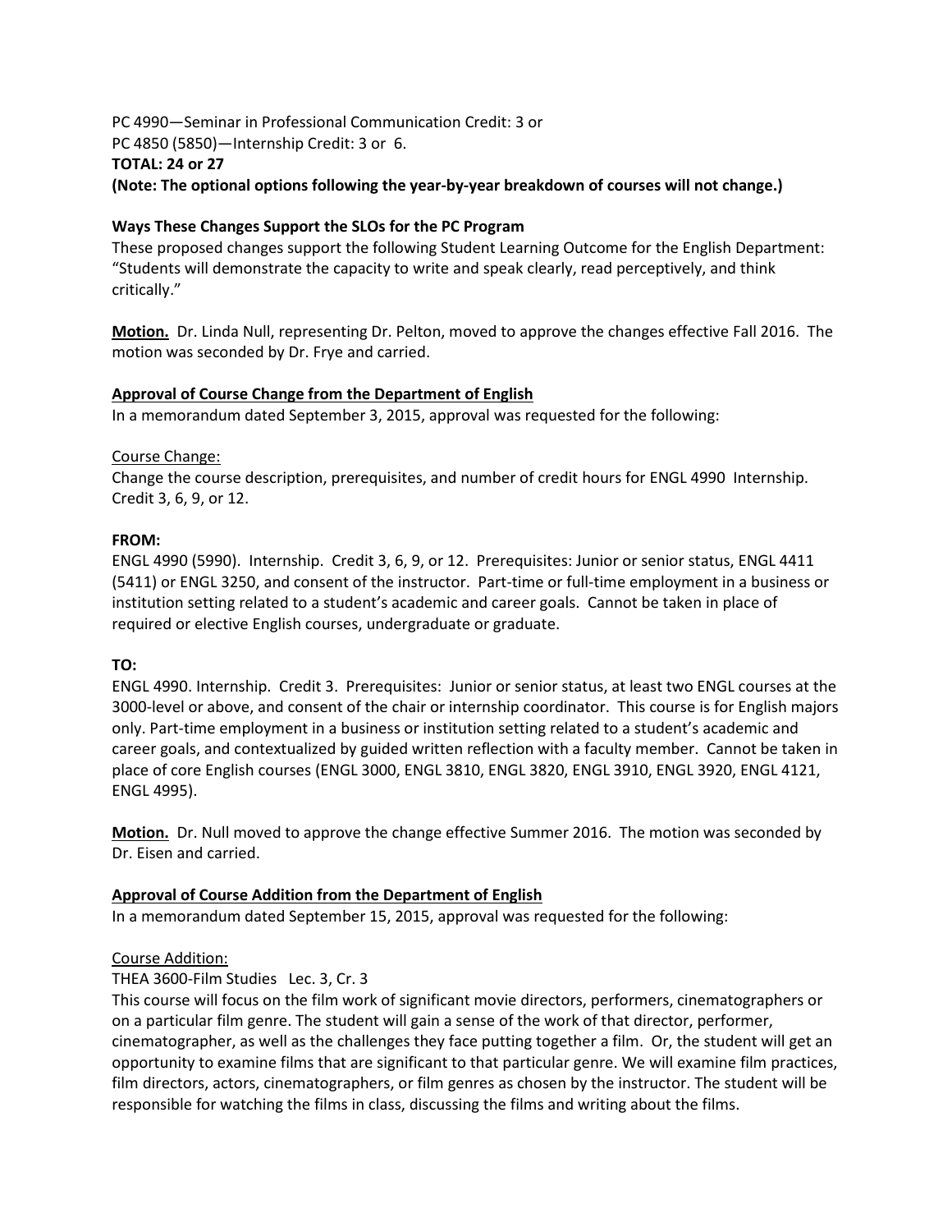PC 4990—Seminar in Professional Communication Credit: 3 or
PC 4850 (5850)—Internship Credit: 3 or 6.
**TOTAL: 24 or 27**
**(Note: The optional options following the year-by-year breakdown of courses will not change.)**

**Ways These Changes Support the SLOs for the PC Program**
These proposed changes support the following Student Learning Outcome for the English Department: "Students will demonstrate the capacity to write and speak clearly, read perceptively, and think critically."

**Motion.** Dr. Linda Null, representing Dr. Pelton, moved to approve the changes effective Fall 2016. The motion was seconded by Dr. Frye and carried.

**Approval of Course Change from the Department of English**
In a memorandum dated September 3, 2015, approval was requested for the following:

Course Change:
Change the course description, prerequisites, and number of credit hours for ENGL 4990 Internship. Credit 3, 6, 9, or 12.

**FROM:**
ENGL 4990 (5990). Internship. Credit 3, 6, 9, or 12. Prerequisites: Junior or senior status, ENGL 4411 (5411) or ENGL 3250, and consent of the instructor. Part-time or full-time employment in a business or institution setting related to a student's academic and career goals. Cannot be taken in place of required or elective English courses, undergraduate or graduate.

**TO:**
ENGL 4990. Internship. Credit 3. Prerequisites: Junior or senior status, at least two ENGL courses at the 3000-level or above, and consent of the chair or internship coordinator. This course is for English majors only. Part-time employment in a business or institution setting related to a student's academic and career goals, and contextualized by guided written reflection with a faculty member. Cannot be taken in place of core English courses (ENGL 3000, ENGL 3810, ENGL 3820, ENGL 3910, ENGL 3920, ENGL 4121, ENGL 4995).

**Motion.** Dr. Null moved to approve the change effective Summer 2016. The motion was seconded by Dr. Eisen and carried.

**Approval of Course Addition from the Department of English**
In a memorandum dated September 15, 2015, approval was requested for the following:

Course Addition:
THEA 3600-Film Studies Lec. 3, Cr. 3
This course will focus on the film work of significant movie directors, performers, cinematographers or on a particular film genre. The student will gain a sense of the work of that director, performer, cinematographer, as well as the challenges they face putting together a film. Or, the student will get an opportunity to examine films that are significant to that particular genre. We will examine film practices, film directors, actors, cinematographers, or film genres as chosen by the instructor. The student will be responsible for watching the films in class, discussing the films and writing about the films.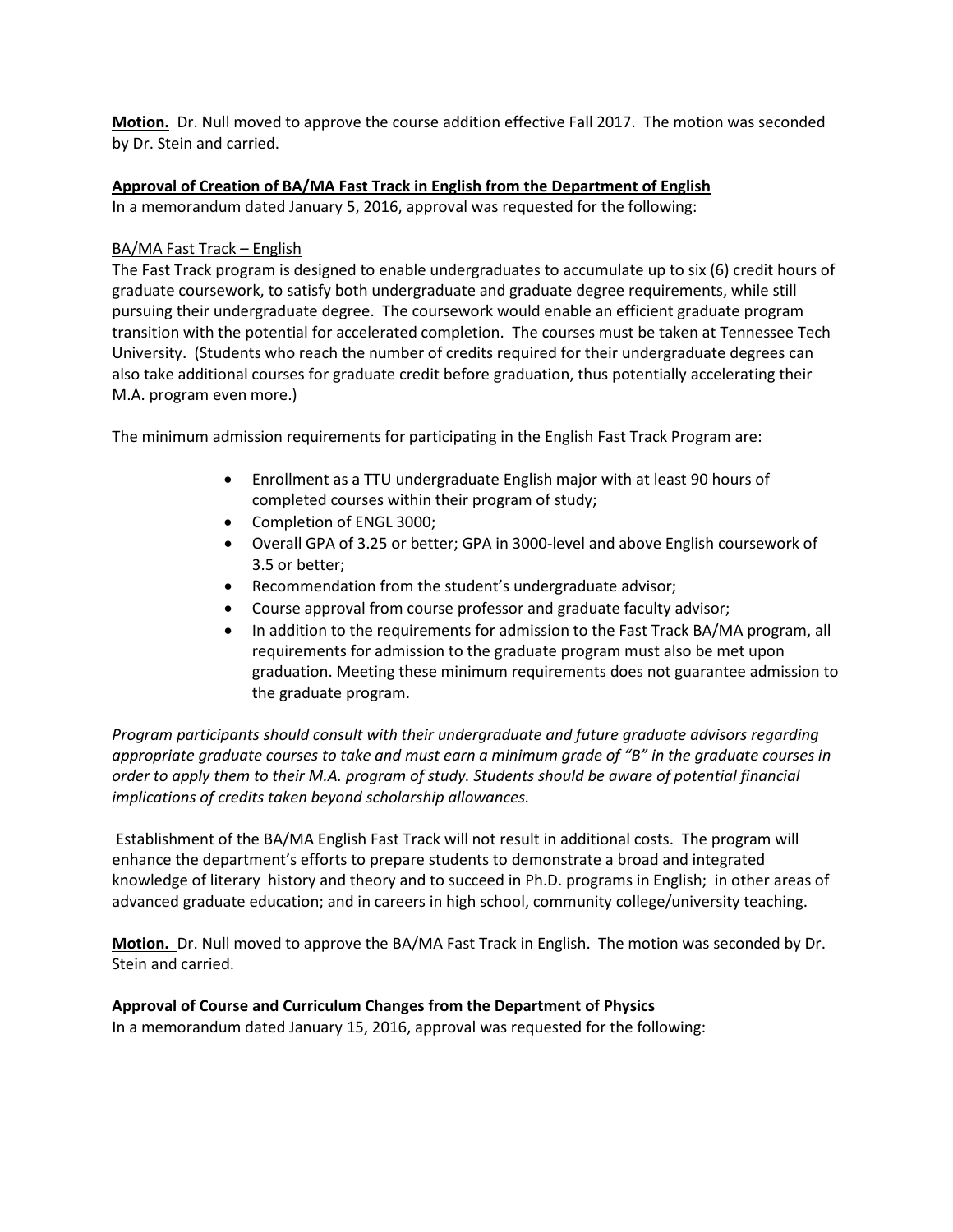**Motion.** Dr. Null moved to approve the course addition effective Fall 2017. The motion was seconded by Dr. Stein and carried.

**Approval of Creation of BA/MA Fast Track in English from the Department of English**

In a memorandum dated January 5, 2016, approval was requested for the following:

BA/MA Fast Track – English

The Fast Track program is designed to enable undergraduates to accumulate up to six (6) credit hours of graduate coursework, to satisfy both undergraduate and graduate degree requirements, while still pursuing their undergraduate degree. The coursework would enable an efficient graduate program transition with the potential for accelerated completion. The courses must be taken at Tennessee Tech University. (Students who reach the number of credits required for their undergraduate degrees can also take additional courses for graduate credit before graduation, thus potentially accelerating their M.A. program even more.)

The minimum admission requirements for participating in the English Fast Track Program are:

- Enrollment as a TTU undergraduate English major with at least 90 hours of completed courses within their program of study;
- Completion of ENGL 3000;
- Overall GPA of 3.25 or better; GPA in 3000-level and above English coursework of 3.5 or better;
- Recommendation from the student's undergraduate advisor;
- Course approval from course professor and graduate faculty advisor;
- In addition to the requirements for admission to the Fast Track BA/MA program, all requirements for admission to the graduate program must also be met upon graduation. Meeting these minimum requirements does not guarantee admission to the graduate program.

*Program participants should consult with their undergraduate and future graduate advisors regarding appropriate graduate courses to take and must earn a minimum grade of "B" in the graduate courses in order to apply them to their M.A. program of study. Students should be aware of potential financial implications of credits taken beyond scholarship allowances.*

Establishment of the BA/MA English Fast Track will not result in additional costs. The program will enhance the department's efforts to prepare students to demonstrate a broad and integrated knowledge of literary history and theory and to succeed in Ph.D. programs in English; in other areas of advanced graduate education; and in careers in high school, community college/university teaching.

**Motion.** Dr. Null moved to approve the BA/MA Fast Track in English. The motion was seconded by Dr. Stein and carried.

**Approval of Course and Curriculum Changes from the Department of Physics**

In a memorandum dated January 15, 2016, approval was requested for the following: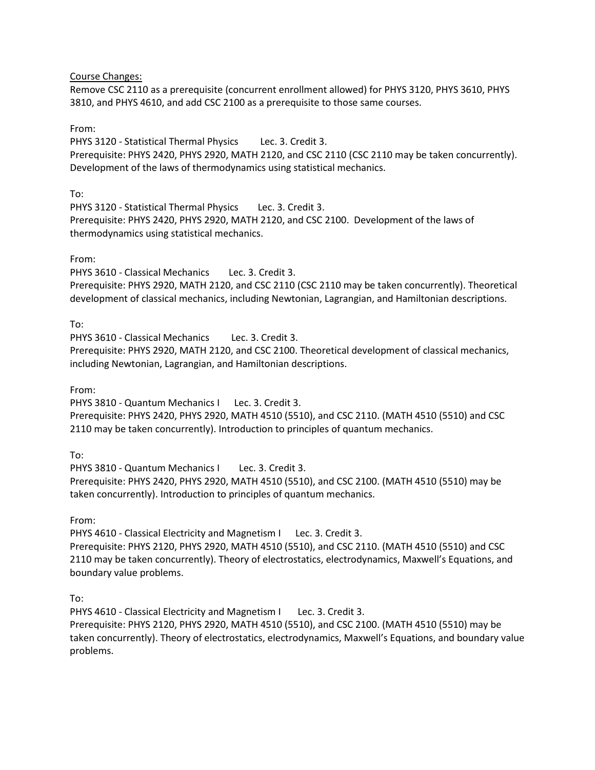<u>Course Changes:</u>

Remove CSC 2110 as a prerequisite (concurrent enrollment allowed) for PHYS 3120, PHYS 3610, PHYS 3810, and PHYS 4610, and add CSC 2100 as a prerequisite to those same courses.

From:

PHYS 3120 - Statistical Thermal Physics Lec. 3. Credit 3.
Prerequisite: PHYS 2420, PHYS 2920, MATH 2120, and CSC 2110 (CSC 2110 may be taken concurrently). Development of the laws of thermodynamics using statistical mechanics.

To:

PHYS 3120 - Statistical Thermal Physics Lec. 3. Credit 3.
Prerequisite: PHYS 2420, PHYS 2920, MATH 2120, and CSC 2100. Development of the laws of thermodynamics using statistical mechanics.

From:

PHYS 3610 - Classical Mechanics Lec. 3. Credit 3.
Prerequisite: PHYS 2920, MATH 2120, and CSC 2110 (CSC 2110 may be taken concurrently). Theoretical development of classical mechanics, including Newtonian, Lagrangian, and Hamiltonian descriptions.

To:

PHYS 3610 - Classical Mechanics Lec. 3. Credit 3.
Prerequisite: PHYS 2920, MATH 2120, and CSC 2100. Theoretical development of classical mechanics, including Newtonian, Lagrangian, and Hamiltonian descriptions.

From:

PHYS 3810 - Quantum Mechanics I Lec. 3. Credit 3.
Prerequisite: PHYS 2420, PHYS 2920, MATH 4510 (5510), and CSC 2110. (MATH 4510 (5510) and CSC 2110 may be taken concurrently). Introduction to principles of quantum mechanics.

To:

PHYS 3810 - Quantum Mechanics I Lec. 3. Credit 3.
Prerequisite: PHYS 2420, PHYS 2920, MATH 4510 (5510), and CSC 2100. (MATH 4510 (5510) may be taken concurrently). Introduction to principles of quantum mechanics.

From:

PHYS 4610 - Classical Electricity and Magnetism I Lec. 3. Credit 3.
Prerequisite: PHYS 2120, PHYS 2920, MATH 4510 (5510), and CSC 2110. (MATH 4510 (5510) and CSC 2110 may be taken concurrently). Theory of electrostatics, electrodynamics, Maxwell's Equations, and boundary value problems.

To:

PHYS 4610 - Classical Electricity and Magnetism I Lec. 3. Credit 3.
Prerequisite: PHYS 2120, PHYS 2920, MATH 4510 (5510), and CSC 2100. (MATH 4510 (5510) may be taken concurrently). Theory of electrostatics, electrodynamics, Maxwell's Equations, and boundary value problems.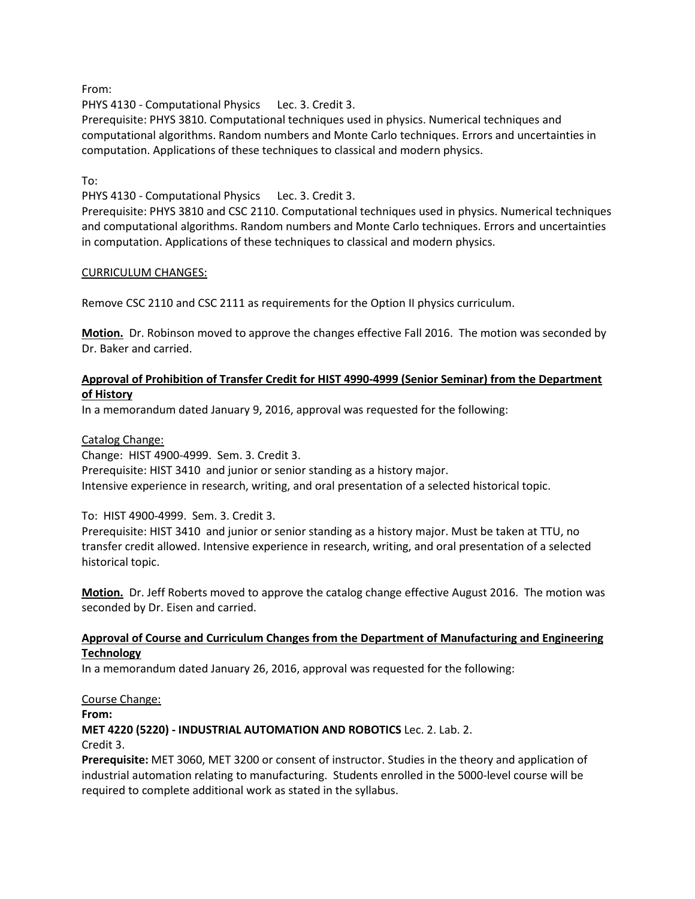From:

PHYS 4130 - Computational Physics    Lec. 3. Credit 3.

Prerequisite: PHYS 3810. Computational techniques used in physics. Numerical techniques and computational algorithms. Random numbers and Monte Carlo techniques. Errors and uncertainties in computation. Applications of these techniques to classical and modern physics.

To:

PHYS 4130 - Computational Physics    Lec. 3. Credit 3.

Prerequisite: PHYS 3810 and CSC 2110. Computational techniques used in physics. Numerical techniques and computational algorithms. Random numbers and Monte Carlo techniques. Errors and uncertainties in computation. Applications of these techniques to classical and modern physics.

<u>CURRICULUM CHANGES:</u>

Remove CSC 2110 and CSC 2111 as requirements for the Option II physics curriculum.

**Motion.** Dr. Robinson moved to approve the changes effective Fall 2016. The motion was seconded by Dr. Baker and carried.

**Approval of Prohibition of Transfer Credit for HIST 4990-4999 (Senior Seminar) from the Department of History**

In a memorandum dated January 9, 2016, approval was requested for the following:

<u>Catalog Change:</u>

Change: HIST 4900-4999. Sem. 3. Credit 3.

Prerequisite: HIST 3410 and junior or senior standing as a history major.

Intensive experience in research, writing, and oral presentation of a selected historical topic.

To: HIST 4900-4999. Sem. 3. Credit 3.

Prerequisite: HIST 3410 and junior or senior standing as a history major. Must be taken at TTU, no transfer credit allowed. Intensive experience in research, writing, and oral presentation of a selected historical topic.

**Motion.** Dr. Jeff Roberts moved to approve the catalog change effective August 2016. The motion was seconded by Dr. Eisen and carried.

**Approval of Course and Curriculum Changes from the Department of Manufacturing and Engineering Technology**

In a memorandum dated January 26, 2016, approval was requested for the following:

<u>Course Change:</u>

**From:**

**MET 4220 (5220) - INDUSTRIAL AUTOMATION AND ROBOTICS** Lec. 2. Lab. 2.

Credit 3.

**Prerequisite:** MET 3060, MET 3200 or consent of instructor. Studies in the theory and application of industrial automation relating to manufacturing. Students enrolled in the 5000-level course will be required to complete additional work as stated in the syllabus.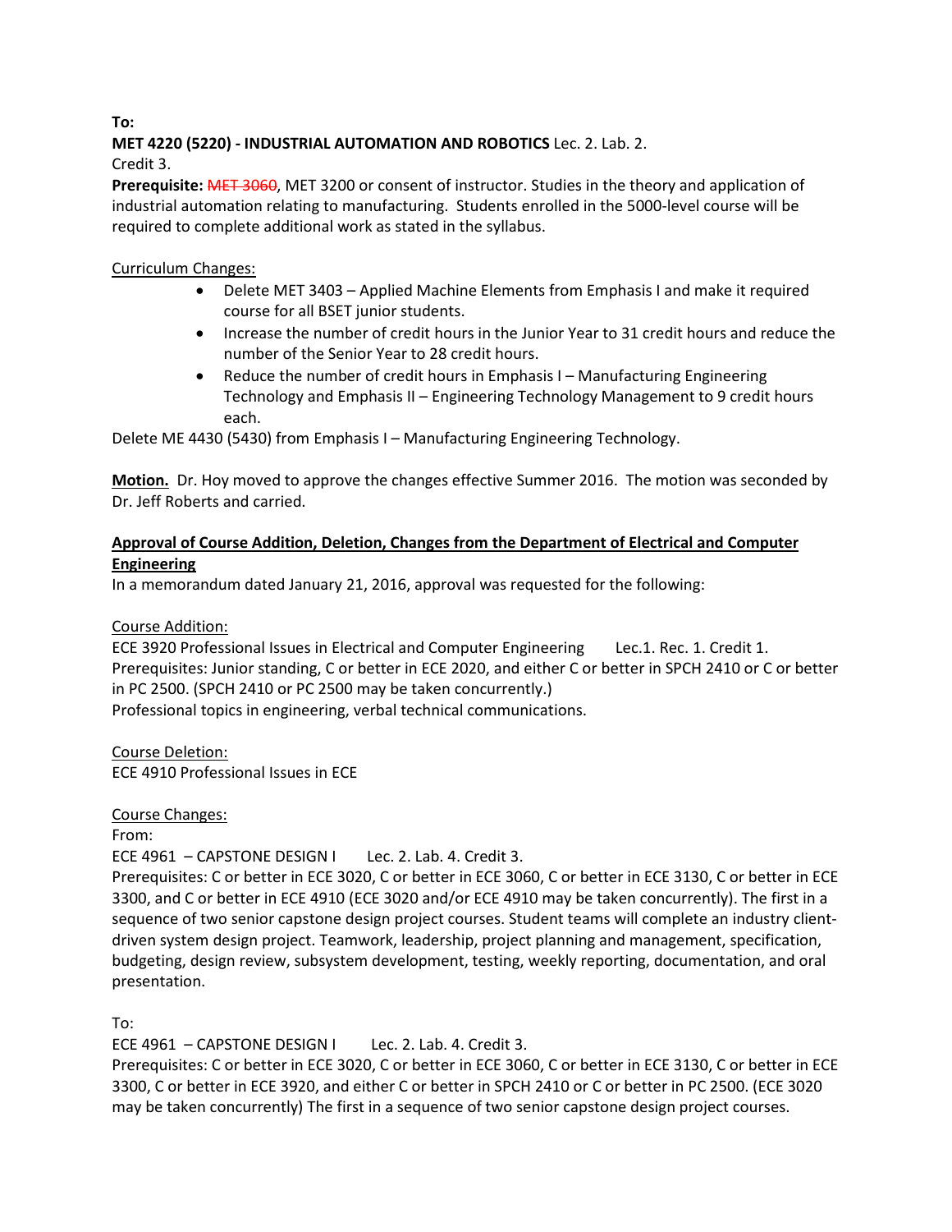**To:**

**MET 4220 (5220) - INDUSTRIAL AUTOMATION AND ROBOTICS** Lec. 2. Lab. 2.
Credit 3.

**Prerequisite:** ~~MET 3060~~, MET 3200 or consent of instructor. Studies in the theory and application of industrial automation relating to manufacturing. Students enrolled in the 5000-level course will be required to complete additional work as stated in the syllabus.

<u>Curriculum Changes:</u>

- Delete MET 3403 – Applied Machine Elements from Emphasis I and make it required course for all BSET junior students.
- Increase the number of credit hours in the Junior Year to 31 credit hours and reduce the number of the Senior Year to 28 credit hours.
- Reduce the number of credit hours in Emphasis I – Manufacturing Engineering Technology and Emphasis II – Engineering Technology Management to 9 credit hours each.

Delete ME 4430 (5430) from Emphasis I – Manufacturing Engineering Technology.

**<u>Motion.</u>** Dr. Hoy moved to approve the changes effective Summer 2016. The motion was seconded by Dr. Jeff Roberts and carried.

**<u>Approval of Course Addition, Deletion, Changes from the Department of Electrical and Computer Engineering</u>**

In a memorandum dated January 21, 2016, approval was requested for the following:

<u>Course Addition:</u>

ECE 3920 Professional Issues in Electrical and Computer Engineering Lec.1. Rec. 1. Credit 1.
Prerequisites: Junior standing, C or better in ECE 2020, and either C or better in SPCH 2410 or C or better in PC 2500. (SPCH 2410 or PC 2500 may be taken concurrently.)
Professional topics in engineering, verbal technical communications.

<u>Course Deletion:</u>

ECE 4910 Professional Issues in ECE

<u>Course Changes:</u>

From:

ECE 4961 – CAPSTONE DESIGN I Lec. 2. Lab. 4. Credit 3.
Prerequisites: C or better in ECE 3020, C or better in ECE 3060, C or better in ECE 3130, C or better in ECE 3300, and C or better in ECE 4910 (ECE 3020 and/or ECE 4910 may be taken concurrently). The first in a sequence of two senior capstone design project courses. Student teams will complete an industry client-driven system design project. Teamwork, leadership, project planning and management, specification, budgeting, design review, subsystem development, testing, weekly reporting, documentation, and oral presentation.

To:

ECE 4961 – CAPSTONE DESIGN I Lec. 2. Lab. 4. Credit 3.
Prerequisites: C or better in ECE 3020, C or better in ECE 3060, C or better in ECE 3130, C or better in ECE 3300, C or better in ECE 3920, and either C or better in SPCH 2410 or C or better in PC 2500. (ECE 3020 may be taken concurrently) The first in a sequence of two senior capstone design project courses.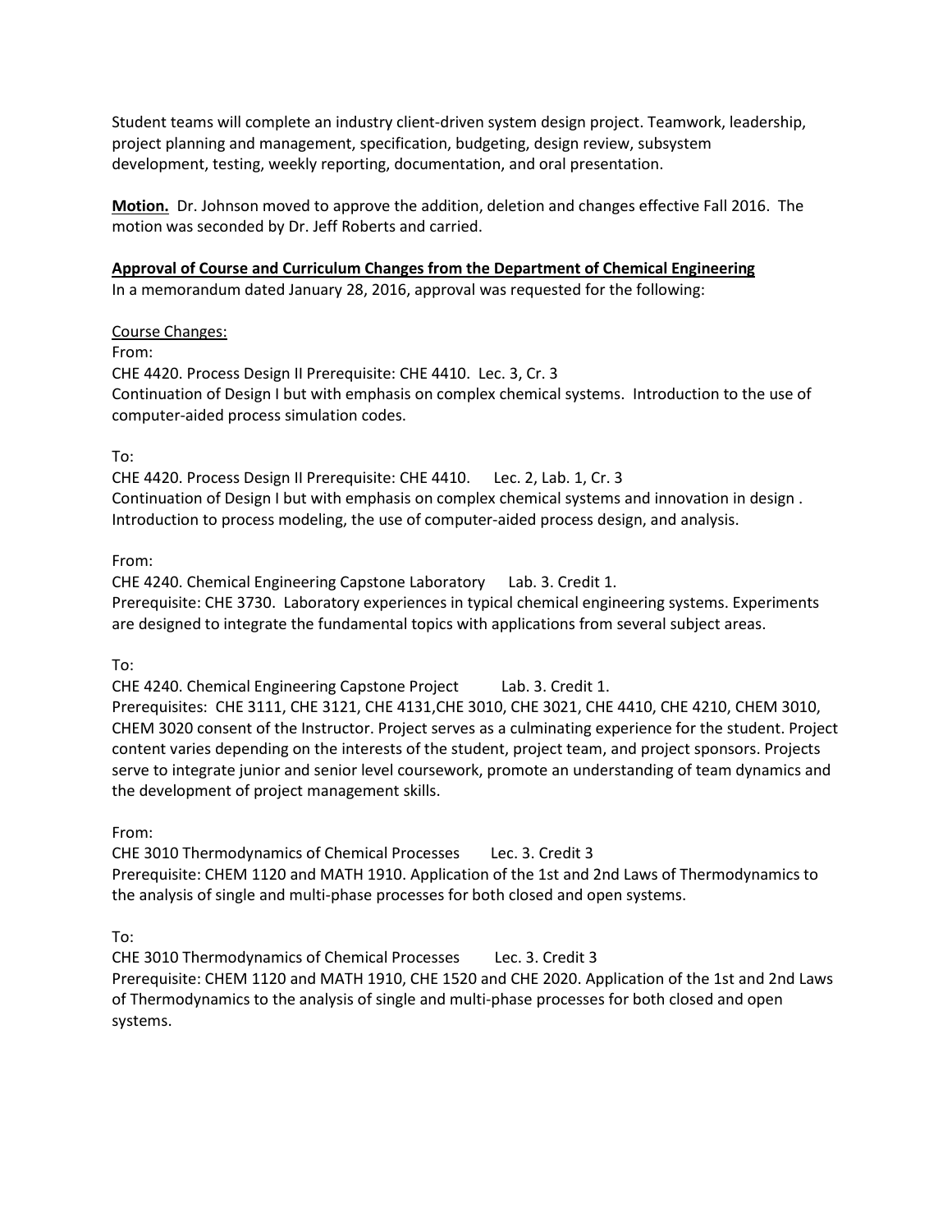Student teams will complete an industry client-driven system design project. Teamwork, leadership, project planning and management, specification, budgeting, design review, subsystem development, testing, weekly reporting, documentation, and oral presentation.

**Motion.** Dr. Johnson moved to approve the addition, deletion and changes effective Fall 2016. The motion was seconded by Dr. Jeff Roberts and carried.

**Approval of Course and Curriculum Changes from the Department of Chemical Engineering**

In a memorandum dated January 28, 2016, approval was requested for the following:

Course Changes:

From:

CHE 4420. Process Design II Prerequisite: CHE 4410. Lec. 3, Cr. 3

Continuation of Design I but with emphasis on complex chemical systems. Introduction to the use of computer-aided process simulation codes.

To:

CHE 4420. Process Design II Prerequisite: CHE 4410. Lec. 2, Lab. 1, Cr. 3

Continuation of Design I but with emphasis on complex chemical systems and innovation in design . Introduction to process modeling, the use of computer-aided process design, and analysis.

From:

CHE 4240. Chemical Engineering Capstone Laboratory Lab. 3. Credit 1.

Prerequisite: CHE 3730. Laboratory experiences in typical chemical engineering systems. Experiments are designed to integrate the fundamental topics with applications from several subject areas.

To:

CHE 4240. Chemical Engineering Capstone Project Lab. 3. Credit 1.

Prerequisites: CHE 3111, CHE 3121, CHE 4131,CHE 3010, CHE 3021, CHE 4410, CHE 4210, CHEM 3010, CHEM 3020 consent of the Instructor. Project serves as a culminating experience for the student. Project content varies depending on the interests of the student, project team, and project sponsors. Projects serve to integrate junior and senior level coursework, promote an understanding of team dynamics and the development of project management skills.

From:

CHE 3010 Thermodynamics of Chemical Processes Lec. 3. Credit 3

Prerequisite: CHEM 1120 and MATH 1910. Application of the 1st and 2nd Laws of Thermodynamics to the analysis of single and multi-phase processes for both closed and open systems.

To:

CHE 3010 Thermodynamics of Chemical Processes Lec. 3. Credit 3

Prerequisite: CHEM 1120 and MATH 1910, CHE 1520 and CHE 2020. Application of the 1st and 2nd Laws of Thermodynamics to the analysis of single and multi-phase processes for both closed and open systems.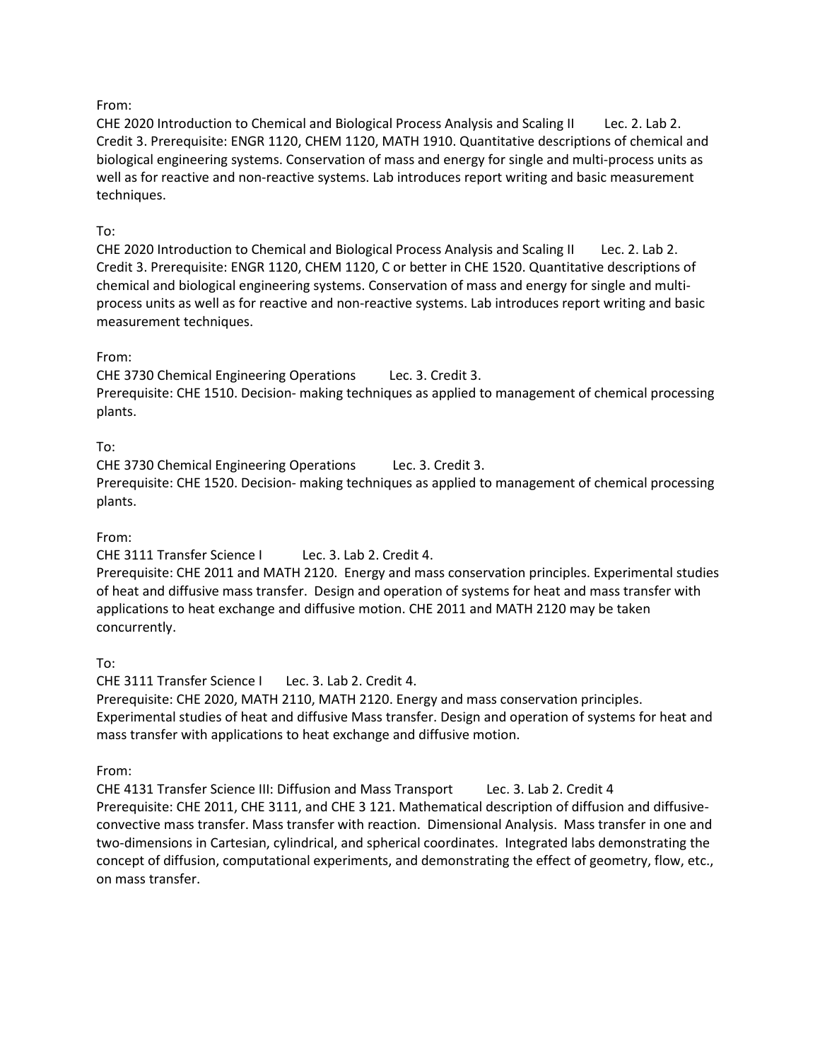From:

CHE 2020 Introduction to Chemical and Biological Process Analysis and Scaling II Lec. 2. Lab 2. Credit 3. Prerequisite: ENGR 1120, CHEM 1120, MATH 1910. Quantitative descriptions of chemical and biological engineering systems. Conservation of mass and energy for single and multi-process units as well as for reactive and non-reactive systems. Lab introduces report writing and basic measurement techniques.

To:

CHE 2020 Introduction to Chemical and Biological Process Analysis and Scaling II Lec. 2. Lab 2. Credit 3. Prerequisite: ENGR 1120, CHEM 1120, C or better in CHE 1520. Quantitative descriptions of chemical and biological engineering systems. Conservation of mass and energy for single and multi-process units as well as for reactive and non-reactive systems. Lab introduces report writing and basic measurement techniques.

From:

CHE 3730 Chemical Engineering Operations Lec. 3. Credit 3.
Prerequisite: CHE 1510. Decision- making techniques as applied to management of chemical processing plants.

To:

CHE 3730 Chemical Engineering Operations Lec. 3. Credit 3.
Prerequisite: CHE 1520. Decision- making techniques as applied to management of chemical processing plants.

From:

CHE 3111 Transfer Science I Lec. 3. Lab 2. Credit 4.
Prerequisite: CHE 2011 and MATH 2120. Energy and mass conservation principles. Experimental studies of heat and diffusive mass transfer. Design and operation of systems for heat and mass transfer with applications to heat exchange and diffusive motion. CHE 2011 and MATH 2120 may be taken concurrently.

To:

CHE 3111 Transfer Science I Lec. 3. Lab 2. Credit 4.
Prerequisite: CHE 2020, MATH 2110, MATH 2120. Energy and mass conservation principles. Experimental studies of heat and diffusive Mass transfer. Design and operation of systems for heat and mass transfer with applications to heat exchange and diffusive motion.

From:

CHE 4131 Transfer Science III: Diffusion and Mass Transport Lec. 3. Lab 2. Credit 4
Prerequisite: CHE 2011, CHE 3111, and CHE 3 121. Mathematical description of diffusion and diffusive-convective mass transfer. Mass transfer with reaction. Dimensional Analysis. Mass transfer in one and two-dimensions in Cartesian, cylindrical, and spherical coordinates. Integrated labs demonstrating the concept of diffusion, computational experiments, and demonstrating the effect of geometry, flow, etc., on mass transfer.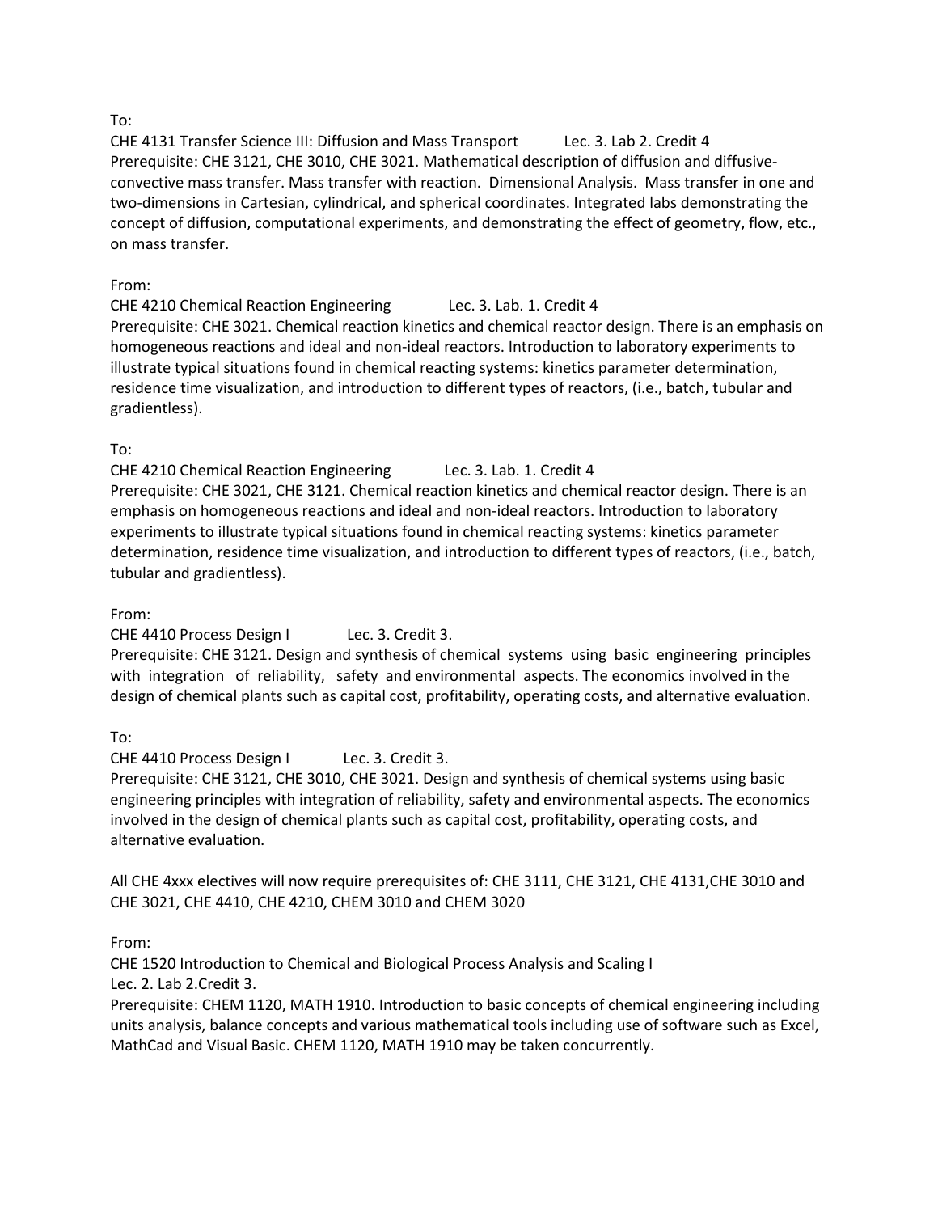To:

CHE 4131 Transfer Science III: Diffusion and Mass Transport Lec. 3. Lab 2. Credit 4

Prerequisite: CHE 3121, CHE 3010, CHE 3021. Mathematical description of diffusion and diffusive-convective mass transfer. Mass transfer with reaction. Dimensional Analysis. Mass transfer in one and two-dimensions in Cartesian, cylindrical, and spherical coordinates. Integrated labs demonstrating the concept of diffusion, computational experiments, and demonstrating the effect of geometry, flow, etc., on mass transfer.

From:

CHE 4210 Chemical Reaction Engineering Lec. 3. Lab. 1. Credit 4

Prerequisite: CHE 3021. Chemical reaction kinetics and chemical reactor design. There is an emphasis on homogeneous reactions and ideal and non-ideal reactors. Introduction to laboratory experiments to illustrate typical situations found in chemical reacting systems: kinetics parameter determination, residence time visualization, and introduction to different types of reactors, (i.e., batch, tubular and gradientless).

To:

CHE 4210 Chemical Reaction Engineering Lec. 3. Lab. 1. Credit 4

Prerequisite: CHE 3021, CHE 3121. Chemical reaction kinetics and chemical reactor design. There is an emphasis on homogeneous reactions and ideal and non-ideal reactors. Introduction to laboratory experiments to illustrate typical situations found in chemical reacting systems: kinetics parameter determination, residence time visualization, and introduction to different types of reactors, (i.e., batch, tubular and gradientless).

From:

CHE 4410 Process Design I Lec. 3. Credit 3.

Prerequisite: CHE 3121. Design and synthesis of chemical systems using basic engineering principles with integration of reliability, safety and environmental aspects. The economics involved in the design of chemical plants such as capital cost, profitability, operating costs, and alternative evaluation.

To:

CHE 4410 Process Design I Lec. 3. Credit 3.

Prerequisite: CHE 3121, CHE 3010, CHE 3021. Design and synthesis of chemical systems using basic engineering principles with integration of reliability, safety and environmental aspects. The economics involved in the design of chemical plants such as capital cost, profitability, operating costs, and alternative evaluation.

All CHE 4xxx electives will now require prerequisites of: CHE 3111, CHE 3121, CHE 4131,CHE 3010 and CHE 3021, CHE 4410, CHE 4210, CHEM 3010 and CHEM 3020

From:

CHE 1520 Introduction to Chemical and Biological Process Analysis and Scaling I

Lec. 2. Lab 2.Credit 3.

Prerequisite: CHEM 1120, MATH 1910. Introduction to basic concepts of chemical engineering including units analysis, balance concepts and various mathematical tools including use of software such as Excel, MathCad and Visual Basic. CHEM 1120, MATH 1910 may be taken concurrently.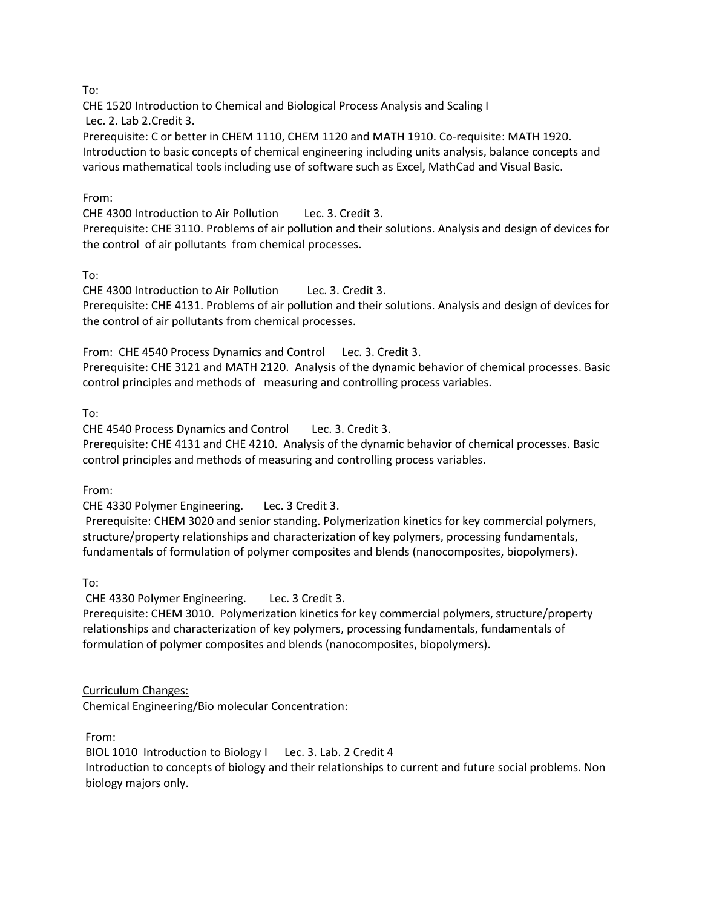To:

CHE 1520 Introduction to Chemical and Biological Process Analysis and Scaling I
Lec. 2. Lab 2.Credit 3.
Prerequisite: C or better in CHEM 1110, CHEM 1120 and MATH 1910. Co-requisite: MATH 1920. Introduction to basic concepts of chemical engineering including units analysis, balance concepts and various mathematical tools including use of software such as Excel, MathCad and Visual Basic.

From:

CHE 4300 Introduction to Air Pollution Lec. 3. Credit 3.
Prerequisite: CHE 3110. Problems of air pollution and their solutions. Analysis and design of devices for the control of air pollutants from chemical processes.

To:

CHE 4300 Introduction to Air Pollution Lec. 3. Credit 3.
Prerequisite: CHE 4131. Problems of air pollution and their solutions. Analysis and design of devices for the control of air pollutants from chemical processes.

From: CHE 4540 Process Dynamics and Control Lec. 3. Credit 3.
Prerequisite: CHE 3121 and MATH 2120. Analysis of the dynamic behavior of chemical processes. Basic control principles and methods of measuring and controlling process variables.

To:

CHE 4540 Process Dynamics and Control Lec. 3. Credit 3.
Prerequisite: CHE 4131 and CHE 4210. Analysis of the dynamic behavior of chemical processes. Basic control principles and methods of measuring and controlling process variables.

From:

CHE 4330 Polymer Engineering. Lec. 3 Credit 3.
Prerequisite: CHEM 3020 and senior standing. Polymerization kinetics for key commercial polymers, structure/property relationships and characterization of key polymers, processing fundamentals, fundamentals of formulation of polymer composites and blends (nanocomposites, biopolymers).

To:

CHE 4330 Polymer Engineering. Lec. 3 Credit 3.
Prerequisite: CHEM 3010. Polymerization kinetics for key commercial polymers, structure/property relationships and characterization of key polymers, processing fundamentals, fundamentals of formulation of polymer composites and blends (nanocomposites, biopolymers).

<u>Curriculum Changes:</u>

Chemical Engineering/Bio molecular Concentration:

From:

BIOL 1010 Introduction to Biology I Lec. 3. Lab. 2 Credit 4
Introduction to concepts of biology and their relationships to current and future social problems. Non biology majors only.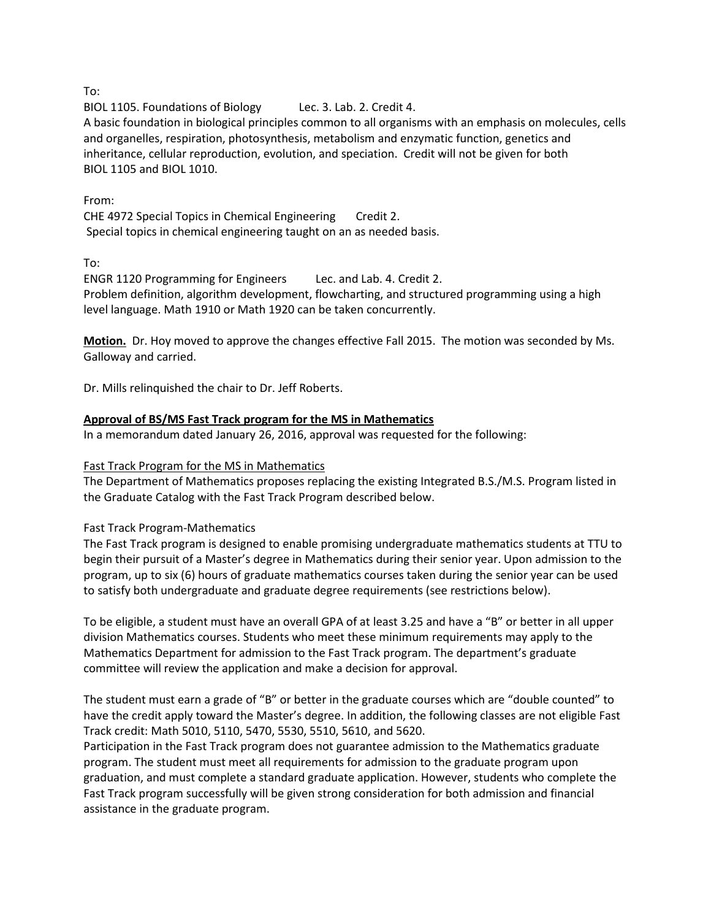To:
BIOL 1105. Foundations of Biology Lec. 3. Lab. 2. Credit 4.
A basic foundation in biological principles common to all organisms with an emphasis on molecules, cells and organelles, respiration, photosynthesis, metabolism and enzymatic function, genetics and inheritance, cellular reproduction, evolution, and speciation. Credit will not be given for both BIOL 1105 and BIOL 1010.

From:
CHE 4972 Special Topics in Chemical Engineering Credit 2.
Special topics in chemical engineering taught on an as needed basis.

To:
ENGR 1120 Programming for Engineers Lec. and Lab. 4. Credit 2.
Problem definition, algorithm development, flowcharting, and structured programming using a high level language. Math 1910 or Math 1920 can be taken concurrently.

**Motion.** Dr. Hoy moved to approve the changes effective Fall 2015. The motion was seconded by Ms. Galloway and carried.

Dr. Mills relinquished the chair to Dr. Jeff Roberts.

**Approval of BS/MS Fast Track program for the MS in Mathematics**

In a memorandum dated January 26, 2016, approval was requested for the following:

Fast Track Program for the MS in Mathematics

The Department of Mathematics proposes replacing the existing Integrated B.S./M.S. Program listed in the Graduate Catalog with the Fast Track Program described below.

Fast Track Program-Mathematics

The Fast Track program is designed to enable promising undergraduate mathematics students at TTU to begin their pursuit of a Master's degree in Mathematics during their senior year. Upon admission to the program, up to six (6) hours of graduate mathematics courses taken during the senior year can be used to satisfy both undergraduate and graduate degree requirements (see restrictions below).

To be eligible, a student must have an overall GPA of at least 3.25 and have a "B" or better in all upper division Mathematics courses. Students who meet these minimum requirements may apply to the Mathematics Department for admission to the Fast Track program. The department's graduate committee will review the application and make a decision for approval.

The student must earn a grade of "B" or better in the graduate courses which are "double counted" to have the credit apply toward the Master's degree. In addition, the following classes are not eligible Fast Track credit: Math 5010, 5110, 5470, 5530, 5510, 5610, and 5620.
Participation in the Fast Track program does not guarantee admission to the Mathematics graduate program. The student must meet all requirements for admission to the graduate program upon graduation, and must complete a standard graduate application. However, students who complete the Fast Track program successfully will be given strong consideration for both admission and financial assistance in the graduate program.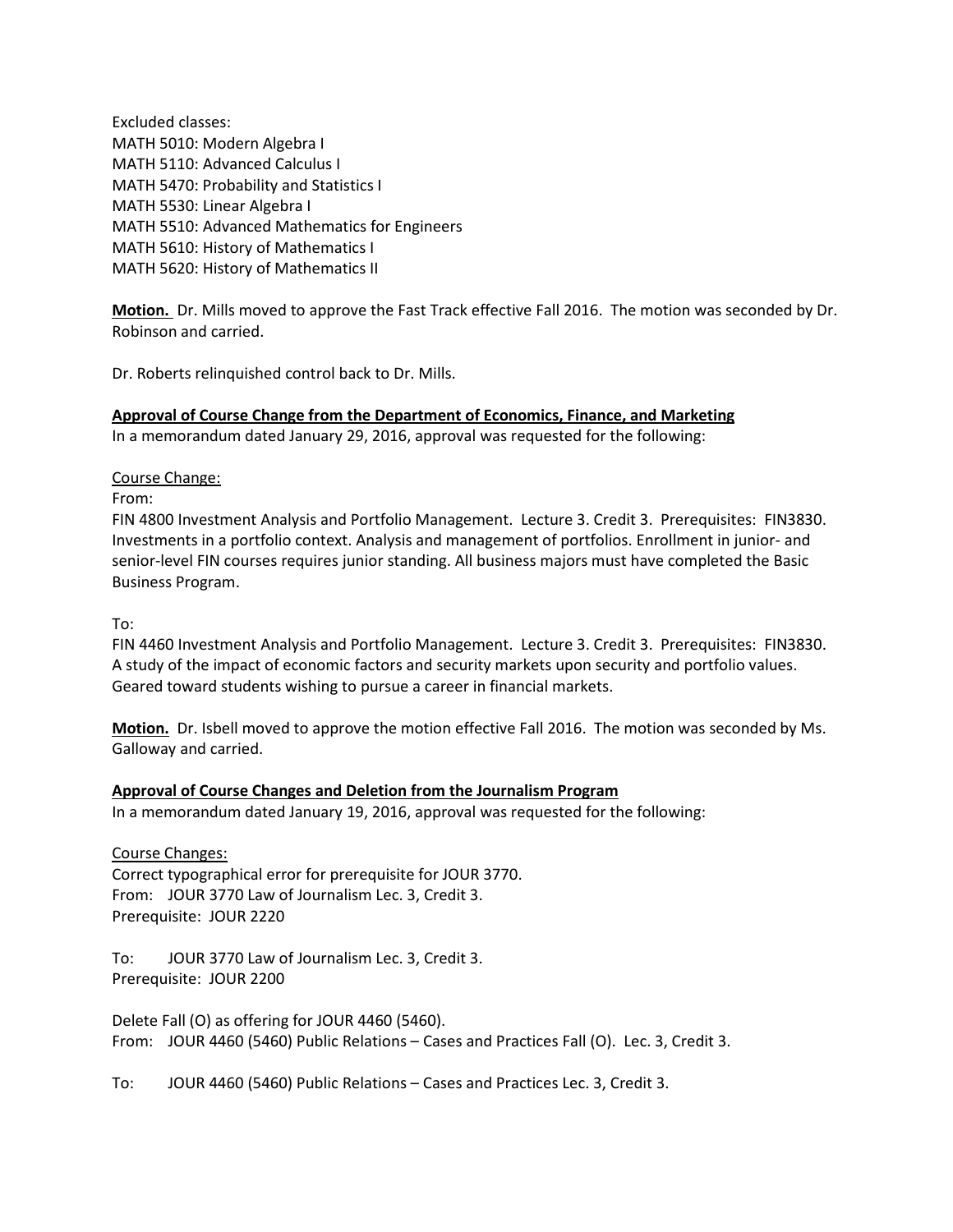Excluded classes:
MATH 5010: Modern Algebra I
MATH 5110: Advanced Calculus I
MATH 5470: Probability and Statistics I
MATH 5530: Linear Algebra I
MATH 5510: Advanced Mathematics for Engineers
MATH 5610: History of Mathematics I
MATH 5620: History of Mathematics II

**Motion.** Dr. Mills moved to approve the Fast Track effective Fall 2016. The motion was seconded by Dr. Robinson and carried.

Dr. Roberts relinquished control back to Dr. Mills.

**Approval of Course Change from the Department of Economics, Finance, and Marketing**

In a memorandum dated January 29, 2016, approval was requested for the following:

Course Change:

From:

FIN 4800 Investment Analysis and Portfolio Management. Lecture 3. Credit 3. Prerequisites: FIN3830. Investments in a portfolio context. Analysis and management of portfolios. Enrollment in junior- and senior-level FIN courses requires junior standing. All business majors must have completed the Basic Business Program.

To:

FIN 4460 Investment Analysis and Portfolio Management. Lecture 3. Credit 3. Prerequisites: FIN3830. A study of the impact of economic factors and security markets upon security and portfolio values. Geared toward students wishing to pursue a career in financial markets.

**Motion.** Dr. Isbell moved to approve the motion effective Fall 2016. The motion was seconded by Ms. Galloway and carried.

**Approval of Course Changes and Deletion from the Journalism Program**

In a memorandum dated January 19, 2016, approval was requested for the following:

Course Changes:

Correct typographical error for prerequisite for JOUR 3770.

From: JOUR 3770 Law of Journalism Lec. 3, Credit 3.
Prerequisite: JOUR 2220

To: JOUR 3770 Law of Journalism Lec. 3, Credit 3.
Prerequisite: JOUR 2200

Delete Fall (O) as offering for JOUR 4460 (5460).

From: JOUR 4460 (5460) Public Relations – Cases and Practices Fall (O). Lec. 3, Credit 3.

To: JOUR 4460 (5460) Public Relations – Cases and Practices Lec. 3, Credit 3.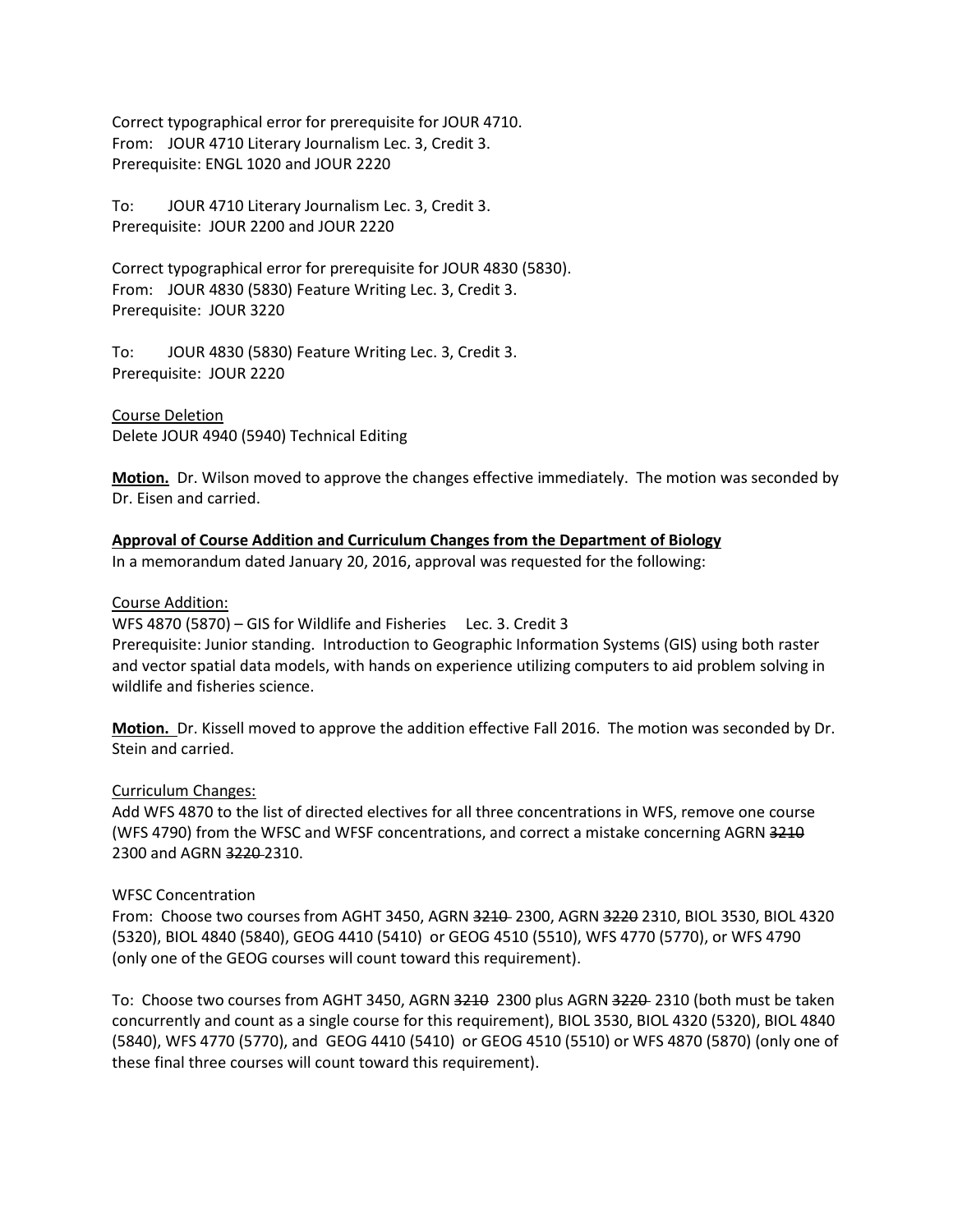Correct typographical error for prerequisite for JOUR 4710.
From: JOUR 4710 Literary Journalism Lec. 3, Credit 3.
Prerequisite: ENGL 1020 and JOUR 2220

To: JOUR 4710 Literary Journalism Lec. 3, Credit 3.
Prerequisite: JOUR 2200 and JOUR 2220

Correct typographical error for prerequisite for JOUR 4830 (5830).
From: JOUR 4830 (5830) Feature Writing Lec. 3, Credit 3.
Prerequisite: JOUR 3220

To: JOUR 4830 (5830) Feature Writing Lec. 3, Credit 3.
Prerequisite: JOUR 2220

<u>Course Deletion</u>
Delete JOUR 4940 (5940) Technical Editing

**<u>Motion.</u>** Dr. Wilson moved to approve the changes effective immediately. The motion was seconded by Dr. Eisen and carried.

**<u>Approval of Course Addition and Curriculum Changes from the Department of Biology</u>**
In a memorandum dated January 20, 2016, approval was requested for the following:

<u>Course Addition:</u>
WFS 4870 (5870) – GIS for Wildlife and Fisheries Lec. 3. Credit 3
Prerequisite: Junior standing. Introduction to Geographic Information Systems (GIS) using both raster and vector spatial data models, with hands on experience utilizing computers to aid problem solving in wildlife and fisheries science.

**<u>Motion.</u>** Dr. Kissell moved to approve the addition effective Fall 2016. The motion was seconded by Dr. Stein and carried.

<u>Curriculum Changes:</u>
Add WFS 4870 to the list of directed electives for all three concentrations in WFS, remove one course (WFS 4790) from the WFSC and WFSF concentrations, and correct a mistake concerning AGRN ~~3210~~ 2300 and AGRN ~~3220~~ 2310.

WFSC Concentration
From: Choose two courses from AGHT 3450, AGRN ~~3210~~ 2300, AGRN ~~3220~~ 2310, BIOL 3530, BIOL 4320 (5320), BIOL 4840 (5840), GEOG 4410 (5410) or GEOG 4510 (5510), WFS 4770 (5770), or WFS 4790 (only one of the GEOG courses will count toward this requirement).

To: Choose two courses from AGHT 3450, AGRN ~~3210~~ 2300 plus AGRN ~~3220~~ 2310 (both must be taken concurrently and count as a single course for this requirement), BIOL 3530, BIOL 4320 (5320), BIOL 4840 (5840), WFS 4770 (5770), and GEOG 4410 (5410) or GEOG 4510 (5510) or WFS 4870 (5870) (only one of these final three courses will count toward this requirement).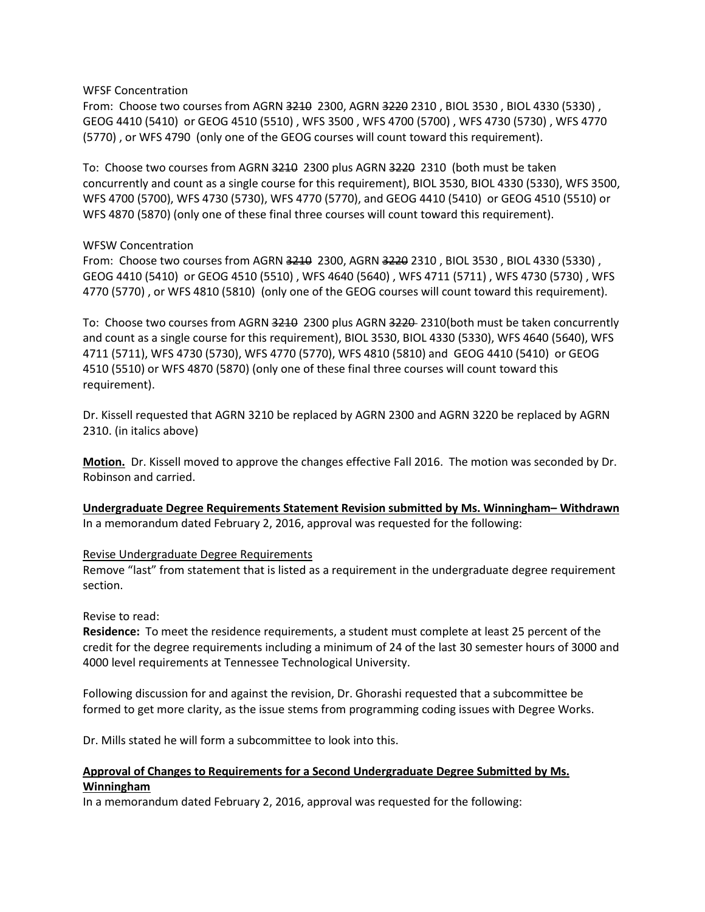WFSF Concentration

From: Choose two courses from AGRN ~~3210~~ 2300, AGRN ~~3220~~ 2310 , BIOL 3530 , BIOL 4330 (5330) , GEOG 4410 (5410) or GEOG 4510 (5510) , WFS 3500 , WFS 4700 (5700) , WFS 4730 (5730) , WFS 4770 (5770) , or WFS 4790 (only one of the GEOG courses will count toward this requirement).

To: Choose two courses from AGRN ~~3210~~ 2300 plus AGRN ~~3220~~ 2310 (both must be taken concurrently and count as a single course for this requirement), BIOL 3530, BIOL 4330 (5330), WFS 3500, WFS 4700 (5700), WFS 4730 (5730), WFS 4770 (5770), and GEOG 4410 (5410) or GEOG 4510 (5510) or WFS 4870 (5870) (only one of these final three courses will count toward this requirement).

WFSW Concentration

From: Choose two courses from AGRN ~~3210~~ 2300, AGRN ~~3220~~ 2310 , BIOL 3530 , BIOL 4330 (5330) , GEOG 4410 (5410) or GEOG 4510 (5510) , WFS 4640 (5640) , WFS 4711 (5711) , WFS 4730 (5730) , WFS 4770 (5770) , or WFS 4810 (5810) (only one of the GEOG courses will count toward this requirement).

To: Choose two courses from AGRN ~~3210~~ 2300 plus AGRN ~~3220~~ 2310(both must be taken concurrently and count as a single course for this requirement), BIOL 3530, BIOL 4330 (5330), WFS 4640 (5640), WFS 4711 (5711), WFS 4730 (5730), WFS 4770 (5770), WFS 4810 (5810) and GEOG 4410 (5410) or GEOG 4510 (5510) or WFS 4870 (5870) (only one of these final three courses will count toward this requirement).

Dr. Kissell requested that AGRN 3210 be replaced by AGRN 2300 and AGRN 3220 be replaced by AGRN 2310. (in italics above)

**Motion.** Dr. Kissell moved to approve the changes effective Fall 2016. The motion was seconded by Dr. Robinson and carried.

**Undergraduate Degree Requirements Statement Revision submitted by Ms. Winningham– Withdrawn**

In a memorandum dated February 2, 2016, approval was requested for the following:

Revise Undergraduate Degree Requirements

Remove "last" from statement that is listed as a requirement in the undergraduate degree requirement section.

Revise to read:

**Residence:** To meet the residence requirements, a student must complete at least 25 percent of the credit for the degree requirements including a minimum of 24 of the last 30 semester hours of 3000 and 4000 level requirements at Tennessee Technological University.

Following discussion for and against the revision, Dr. Ghorashi requested that a subcommittee be formed to get more clarity, as the issue stems from programming coding issues with Degree Works.

Dr. Mills stated he will form a subcommittee to look into this.

**Approval of Changes to Requirements for a Second Undergraduate Degree Submitted by Ms. Winningham**

In a memorandum dated February 2, 2016, approval was requested for the following: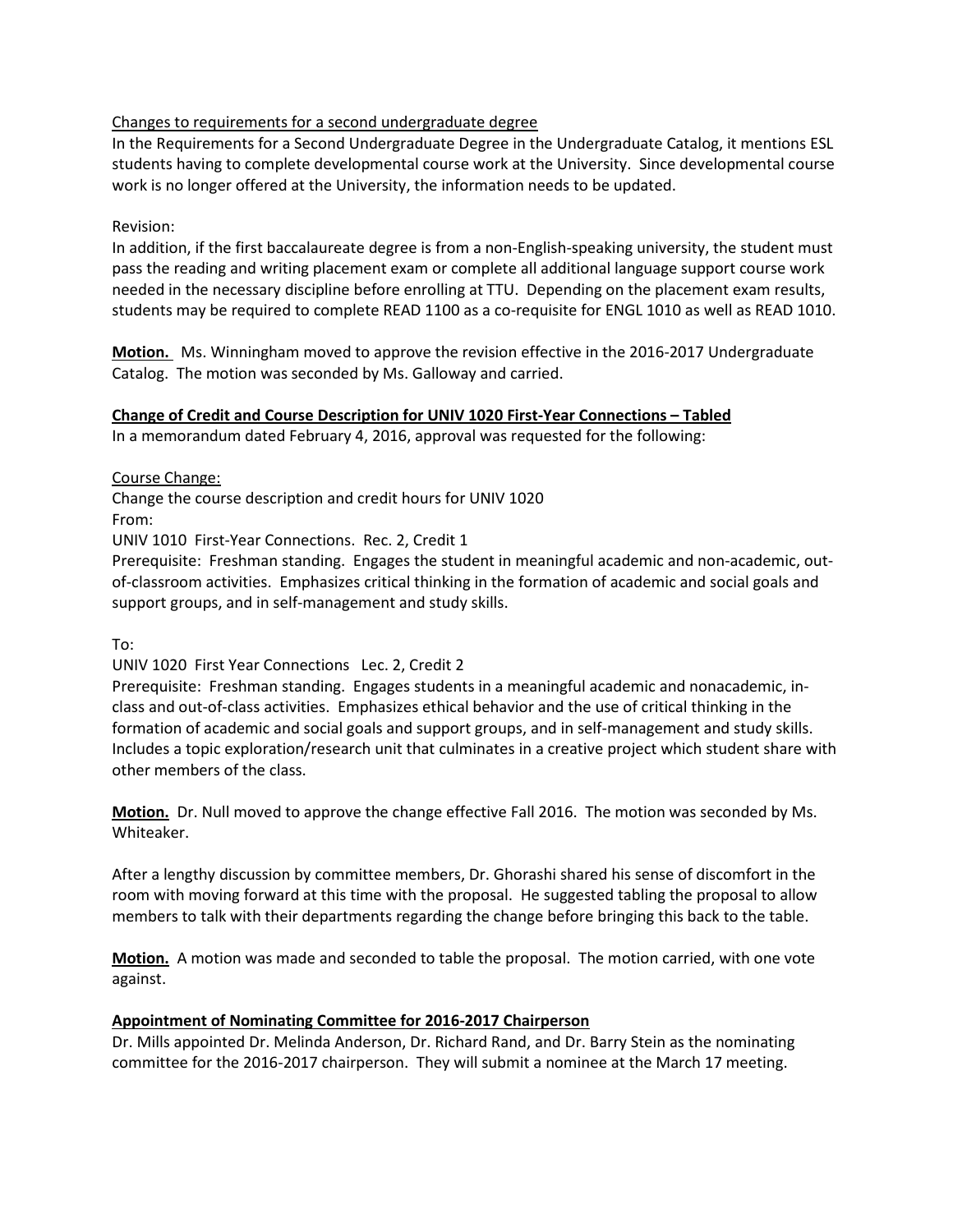Changes to requirements for a second undergraduate degree

In the Requirements for a Second Undergraduate Degree in the Undergraduate Catalog, it mentions ESL students having to complete developmental course work at the University. Since developmental course work is no longer offered at the University, the information needs to be updated.

Revision:

In addition, if the first baccalaureate degree is from a non-English-speaking university, the student must pass the reading and writing placement exam or complete all additional language support course work needed in the necessary discipline before enrolling at TTU. Depending on the placement exam results, students may be required to complete READ 1100 as a co-requisite for ENGL 1010 as well as READ 1010.

**Motion.** Ms. Winningham moved to approve the revision effective in the 2016-2017 Undergraduate Catalog. The motion was seconded by Ms. Galloway and carried.

**Change of Credit and Course Description for UNIV 1020 First-Year Connections – Tabled**

In a memorandum dated February 4, 2016, approval was requested for the following:

Course Change:

Change the course description and credit hours for UNIV 1020

From:

UNIV 1010 First-Year Connections. Rec. 2, Credit 1

Prerequisite: Freshman standing. Engages the student in meaningful academic and non-academic, out-of-classroom activities. Emphasizes critical thinking in the formation of academic and social goals and support groups, and in self-management and study skills.

To:

UNIV 1020 First Year Connections Lec. 2, Credit 2

Prerequisite: Freshman standing. Engages students in a meaningful academic and nonacademic, in-class and out-of-class activities. Emphasizes ethical behavior and the use of critical thinking in the formation of academic and social goals and support groups, and in self-management and study skills. Includes a topic exploration/research unit that culminates in a creative project which student share with other members of the class.

**Motion.** Dr. Null moved to approve the change effective Fall 2016. The motion was seconded by Ms. Whiteaker.

After a lengthy discussion by committee members, Dr. Ghorashi shared his sense of discomfort in the room with moving forward at this time with the proposal. He suggested tabling the proposal to allow members to talk with their departments regarding the change before bringing this back to the table.

**Motion.** A motion was made and seconded to table the proposal. The motion carried, with one vote against.

**Appointment of Nominating Committee for 2016-2017 Chairperson**

Dr. Mills appointed Dr. Melinda Anderson, Dr. Richard Rand, and Dr. Barry Stein as the nominating committee for the 2016-2017 chairperson. They will submit a nominee at the March 17 meeting.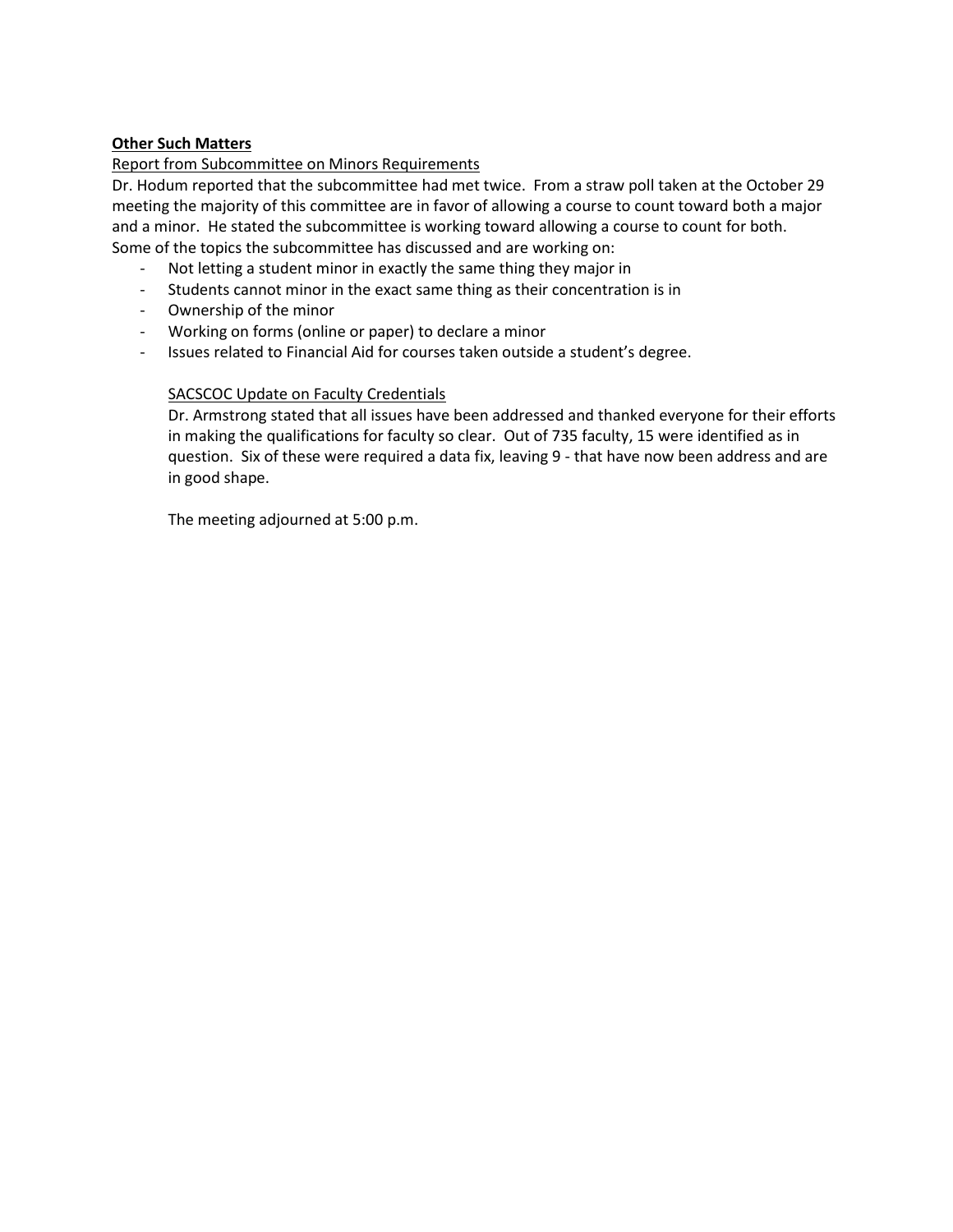**Other Such Matters**

Report from Subcommittee on Minors Requirements

Dr. Hodum reported that the subcommittee had met twice. From a straw poll taken at the October 29 meeting the majority of this committee are in favor of allowing a course to count toward both a major and a minor. He stated the subcommittee is working toward allowing a course to count for both. Some of the topics the subcommittee has discussed and are working on:

- Not letting a student minor in exactly the same thing they major in
- Students cannot minor in the exact same thing as their concentration is in
- Ownership of the minor
- Working on forms (online or paper) to declare a minor
- Issues related to Financial Aid for courses taken outside a student's degree.

SACSCOC Update on Faculty Credentials

Dr. Armstrong stated that all issues have been addressed and thanked everyone for their efforts in making the qualifications for faculty so clear. Out of 735 faculty, 15 were identified as in question. Six of these were required a data fix, leaving 9 - that have now been address and are in good shape.

The meeting adjourned at 5:00 p.m.